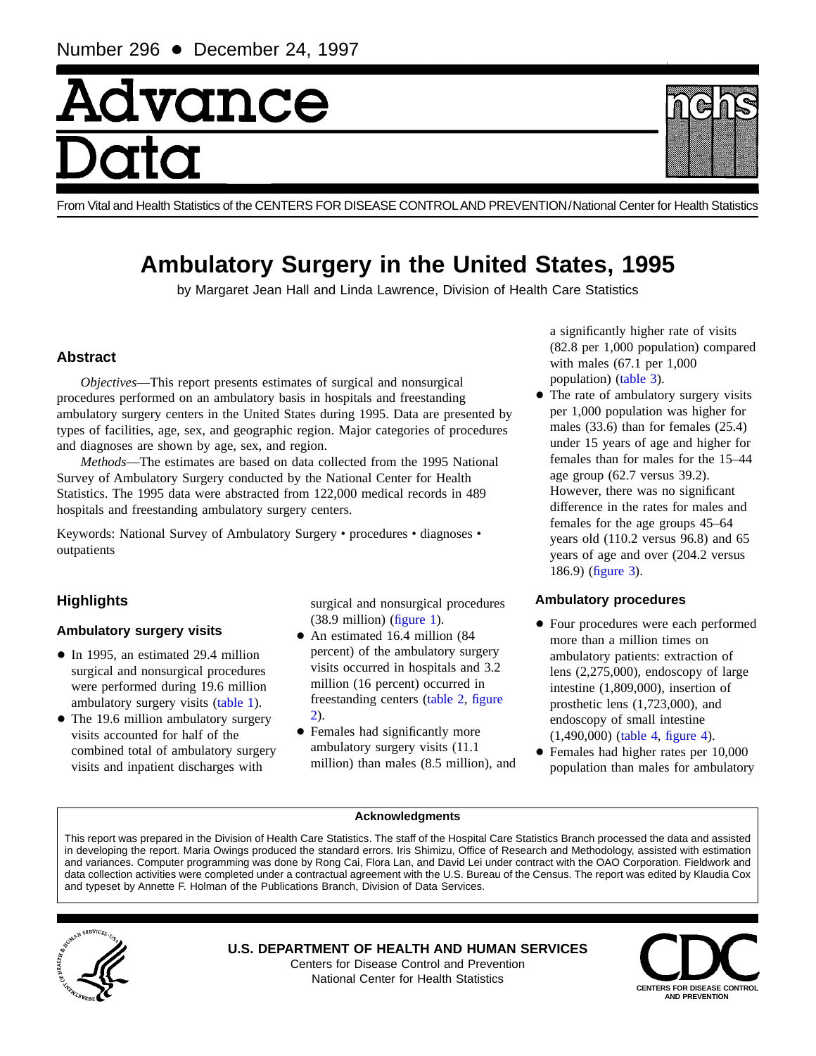Number 296 • December 24, 1997

# Advance Data

From Vital and Health Statistics of the CENTERS FOR DISEASE CONTROL AND PREVENTION/National Center for Health Statistics

# Ambulatory Surgery in the United States, 1995

by Margaret Jean Hall and Linda Lawrence, Division of Health Care Statistics

## Abstract

*Objectives*—This report presents estimates of surgical and nonsurgical procedures performed on an ambulatory basis in hospitals and freestanding ambulatory surgery centers in the United States during 1995. Data are presented by types of facilities, age, sex, and geographic region. Major categories of procedures and diagnoses are shown by age, sex, and region.

*Methods*—The estimates are based on data collected from the 1995 National Survey of Ambulatory Surgery conducted by the National Center for Health Statistics. The 1995 data were abstracted from 122,000 medical records in 489 hospitals and freestanding ambulatory surgery centers.

Keywords: National Survey of Ambulatory Surgery • procedures • diagnoses • outpatients

## Highlights

### Ambulatory surgery visits

- In 1995, an estimated 29.4 million surgical and nonsurgical procedures were performed during 19.6 million ambulatory surgery visits (table 1).
- The 19.6 million ambulatory surgery visits accounted for half of the combined total of ambulatory surgery visits and inpatient discharges with surgical and nonsurgical procedures (38.9 million) (figure 1).
- An estimated 16.4 million (84 percent) of the ambulatory surgery visits occurred in hospitals and 3.2 million (16 percent) occurred in freestanding centers (table 2, figure 2).
- Females had significantly more ambulatory surgery visits (11.1 million) than males (8.5 million), and a significantly higher rate of visits (82.8 per 1,000 population) compared with males (67.1 per 1,000 population) (table 3).
- The rate of ambulatory surgery visits per 1,000 population was higher for males (33.6) than for females (25.4) under 15 years of age and higher for females than for males for the 15–44 age group (62.7 versus 39.2). However, there was no significant difference in the rates for males and females for the age groups 45–64 years old (110.2 versus 96.8) and 65 years of age and over (204.2 versus 186.9) (figure 3).

### Ambulatory procedures

- Four procedures were each performed more than a million times on ambulatory patients: extraction of lens (2,275,000), endoscopy of large intestine (1,809,000), insertion of prosthetic lens (1,723,000), and endoscopy of small intestine (1,490,000) (table 4, figure 4).
- Females had higher rates per 10,000 population than males for ambulatory

**Acknowledgments**

This report was prepared in the Division of Health Care Statistics. The staff of the Hospital Care Statistics Branch processed the data and assisted in developing the report. Maria Owings produced the standard errors. Iris Shimizu, Office of Research and Methodology, assisted with estimation and variances. Computer programming was done by Rong Cai, Flora Lan, and David Lei under contract with the OAO Corporation. Fieldwork and data collection activities were completed under a contractual agreement with the U.S. Bureau of the Census. The report was edited by Klaudia Cox and typeset by Annette F. Holman of the Publications Branch, Division of Data Services.

**U.S. DEPARTMENT OF HEALTH AND HUMAN SERVICES**
Centers for Disease Control and Prevention
National Center for Health Statistics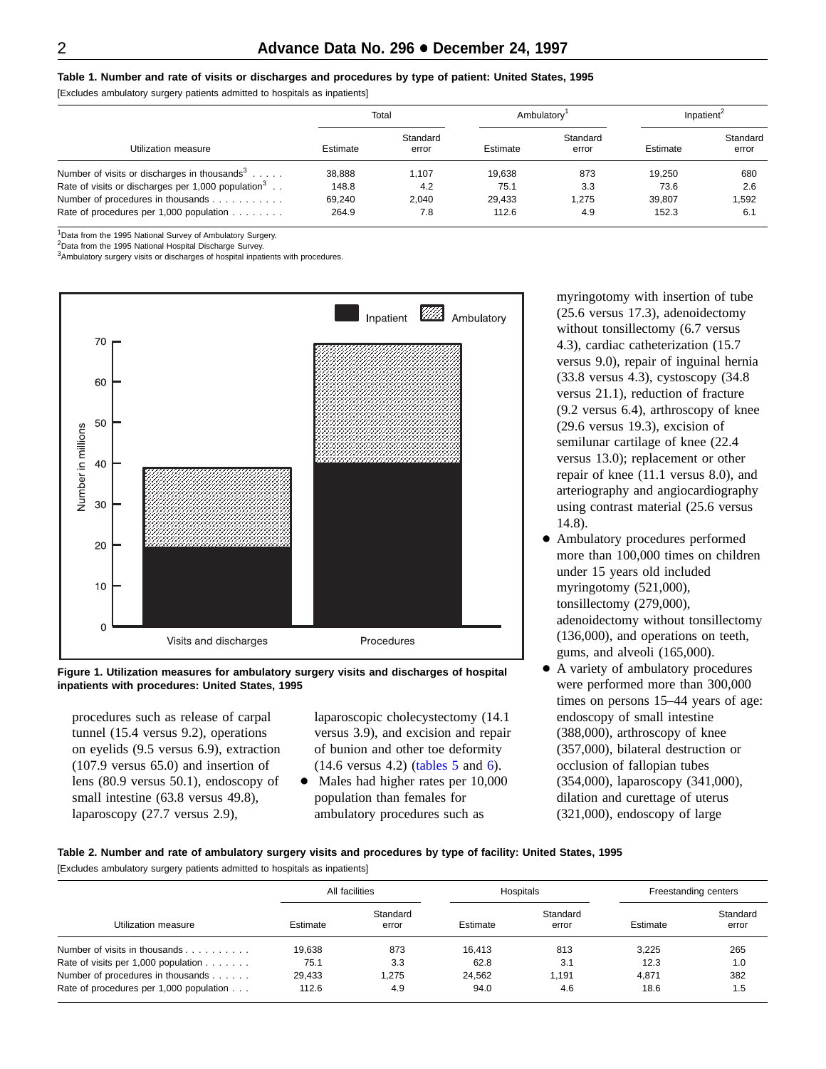**Table 1. Number and rate of visits or discharges and procedures by type of patient: United States, 1995**

[Excludes ambulatory surgery patients admitted to hospitals as inpatients]

| Utilization measure | Total | | Ambulatory[1] | | Inpatient[2] | |
|---|---|---|---|---|---|---|
| | Estimate | Standard error | Estimate | Standard error | Estimate | Standard error |
| Number of visits or discharges in thousands[3] | 38,888 | 1,107 | 19,638 | 873 | 19,250 | 680 |
| Rate of visits or discharges per 1,000 population[3] | 148.8 | 4.2 | 75.1 | 3.3 | 73.6 | 2.6 |
| Number of procedures in thousands | 69,240 | 2,040 | 29,433 | 1,275 | 39,807 | 1,592 |
| Rate of procedures per 1,000 population | 264.9 | 7.8 | 112.6 | 4.9 | 152.3 | 6.1 |

[1]Data from the 1995 National Survey of Ambulatory Surgery.
[2]Data from the 1995 National Hospital Discharge Survey.
[3]Ambulatory surgery visits or discharges of hospital inpatients with procedures.

**Figure 1. Utilization measures for ambulatory surgery visits and discharges of hospital inpatients with procedures: United States, 1995**

procedures such as release of carpal tunnel (15.4 versus 9.2), operations on eyelids (9.5 versus 6.9), extraction (107.9 versus 65.0) and insertion of lens (80.9 versus 50.1), endoscopy of small intestine (63.8 versus 49.8), laparoscopy (27.7 versus 2.9), laparoscopic cholecystectomy (14.1 versus 3.9), and excision and repair of bunion and other toe deformity (14.6 versus 4.2) (tables 5 and 6).

- Males had higher rates per 10,000 population than females for ambulatory procedures such as myringotomy with insertion of tube (25.6 versus 17.3), adenoidectomy without tonsillectomy (6.7 versus 4.3), cardiac catheterization (15.7 versus 9.0), repair of inguinal hernia (33.8 versus 4.3), cystoscopy (34.8 versus 21.1), reduction of fracture (9.2 versus 6.4), arthroscopy of knee (29.6 versus 19.3), excision of semilunar cartilage of knee (22.4 versus 13.0); replacement or other repair of knee (11.1 versus 8.0), and arteriography and angiocardiography using contrast material (25.6 versus 14.8).
- Ambulatory procedures performed more than 100,000 times on children under 15 years old included myringotomy (521,000), tonsillectomy (279,000), adenoidectomy without tonsillectomy (136,000), and operations on teeth, gums, and alveoli (165,000).
- A variety of ambulatory procedures were performed more than 300,000 times on persons 15–44 years of age: endoscopy of small intestine (388,000), arthroscopy of knee (357,000), bilateral destruction or occlusion of fallopian tubes (354,000), laparoscopy (341,000), dilation and curettage of uterus (321,000), endoscopy of large

**Table 2. Number and rate of ambulatory surgery visits and procedures by type of facility: United States, 1995**

[Excludes ambulatory surgery patients admitted to hospitals as inpatients]

| Utilization measure | All facilities | | Hospitals | | Freestanding centers | |
|---|---|---|---|---|---|---|
| | Estimate | Standard error | Estimate | Standard error | Estimate | Standard error |
| Number of visits in thousands | 19,638 | 873 | 16,413 | 813 | 3,225 | 265 |
| Rate of visits per 1,000 population | 75.1 | 3.3 | 62.8 | 3.1 | 12.3 | 1.0 |
| Number of procedures in thousands | 29,433 | 1,275 | 24,562 | 1,191 | 4,871 | 382 |
| Rate of procedures per 1,000 population | 112.6 | 4.9 | 94.0 | 4.6 | 18.6 | 1.5 |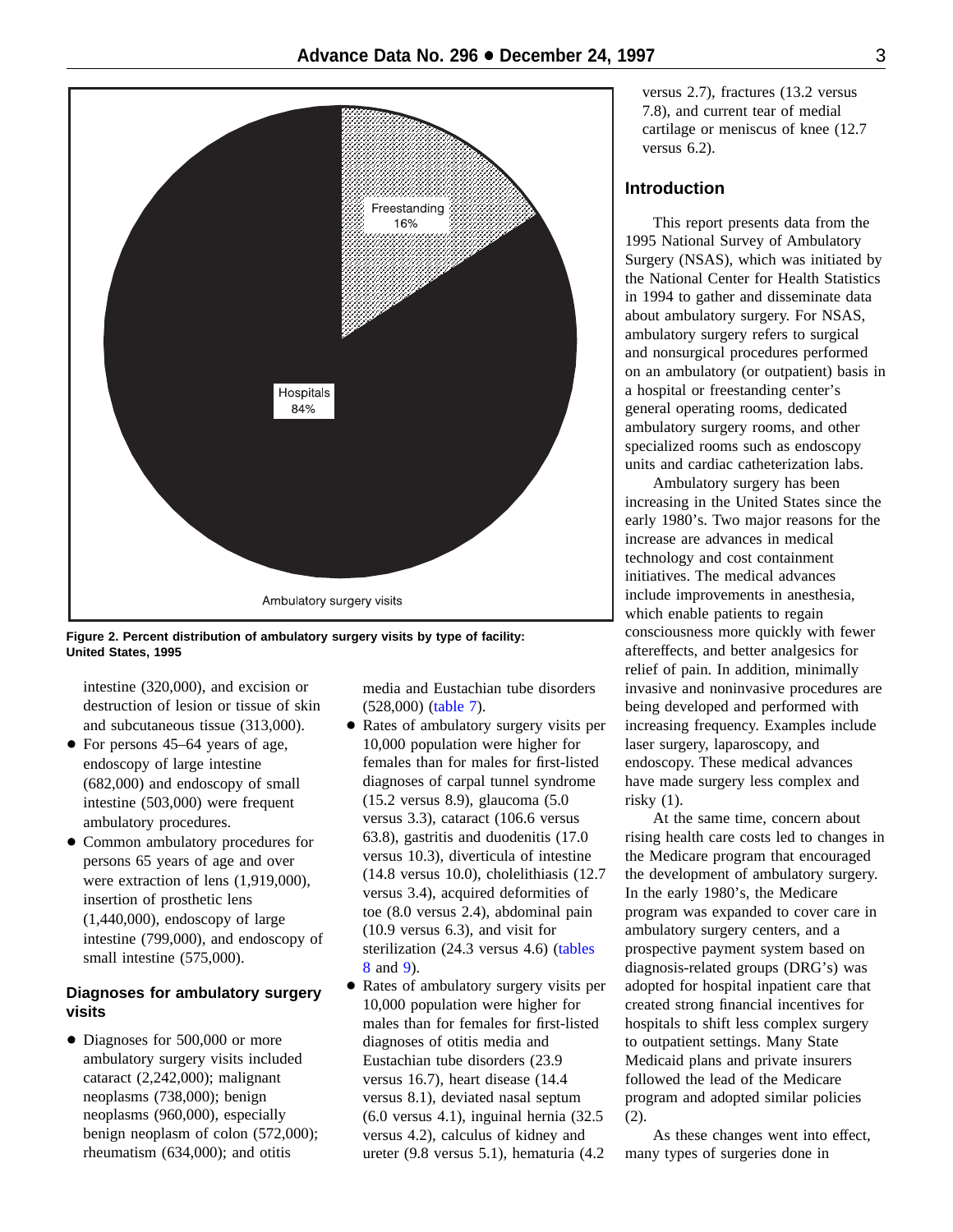Freestanding 16%

Hospitals 84%

Ambulatory surgery visits

**Figure 2. Percent distribution of ambulatory surgery visits by type of facility: United States, 1995**

intestine (320,000), and excision or destruction of lesion or tissue of skin and subcutaneous tissue (313,000).

- For persons 45–64 years of age, endoscopy of large intestine (682,000) and endoscopy of small intestine (503,000) were frequent ambulatory procedures.
- Common ambulatory procedures for persons 65 years of age and over were extraction of lens (1,919,000), insertion of prosthetic lens (1,440,000), endoscopy of large intestine (799,000), and endoscopy of small intestine (575,000).

### Diagnoses for ambulatory surgery visits

- Diagnoses for 500,000 or more ambulatory surgery visits included cataract (2,242,000); malignant neoplasms (738,000); benign neoplasms (960,000), especially benign neoplasm of colon (572,000); rheumatism (634,000); and otitis media and Eustachian tube disorders (528,000) (table 7).
- Rates of ambulatory surgery visits per 10,000 population were higher for females than for males for first-listed diagnoses of carpal tunnel syndrome (15.2 versus 8.9), glaucoma (5.0 versus 3.3), cataract (106.6 versus 63.8), gastritis and duodenitis (17.0 versus 10.3), diverticula of intestine (14.8 versus 10.0), cholelithiasis (12.7 versus 3.4), acquired deformities of toe (8.0 versus 2.4), abdominal pain (10.9 versus 6.3), and visit for sterilization (24.3 versus 4.6) (tables 8 and 9).
- Rates of ambulatory surgery visits per 10,000 population were higher for males than for females for first-listed diagnoses of otitis media and Eustachian tube disorders (23.9 versus 16.7), heart disease (14.4 versus 8.1), deviated nasal septum (6.0 versus 4.1), inguinal hernia (32.5 versus 4.2), calculus of kidney and ureter (9.8 versus 5.1), hematuria (4.2 versus 2.7), fractures (13.2 versus 7.8), and current tear of medial cartilage or meniscus of knee (12.7 versus 6.2).

## Introduction

This report presents data from the 1995 National Survey of Ambulatory Surgery (NSAS), which was initiated by the National Center for Health Statistics in 1994 to gather and disseminate data about ambulatory surgery. For NSAS, ambulatory surgery refers to surgical and nonsurgical procedures performed on an ambulatory (or outpatient) basis in a hospital or freestanding center's general operating rooms, dedicated ambulatory surgery rooms, and other specialized rooms such as endoscopy units and cardiac catheterization labs.

Ambulatory surgery has been increasing in the United States since the early 1980's. Two major reasons for the increase are advances in medical technology and cost containment initiatives. The medical advances include improvements in anesthesia, which enable patients to regain consciousness more quickly with fewer aftereffects, and better analgesics for relief of pain. In addition, minimally invasive and noninvasive procedures are being developed and performed with increasing frequency. Examples include laser surgery, laparoscopy, and endoscopy. These medical advances have made surgery less complex and risky (1).

At the same time, concern about rising health care costs led to changes in the Medicare program that encouraged the development of ambulatory surgery. In the early 1980's, the Medicare program was expanded to cover care in ambulatory surgery centers, and a prospective payment system based on diagnosis-related groups (DRG's) was adopted for hospital inpatient care that created strong financial incentives for hospitals to shift less complex surgery to outpatient settings. Many State Medicaid plans and private insurers followed the lead of the Medicare program and adopted similar policies (2).

As these changes went into effect, many types of surgeries done in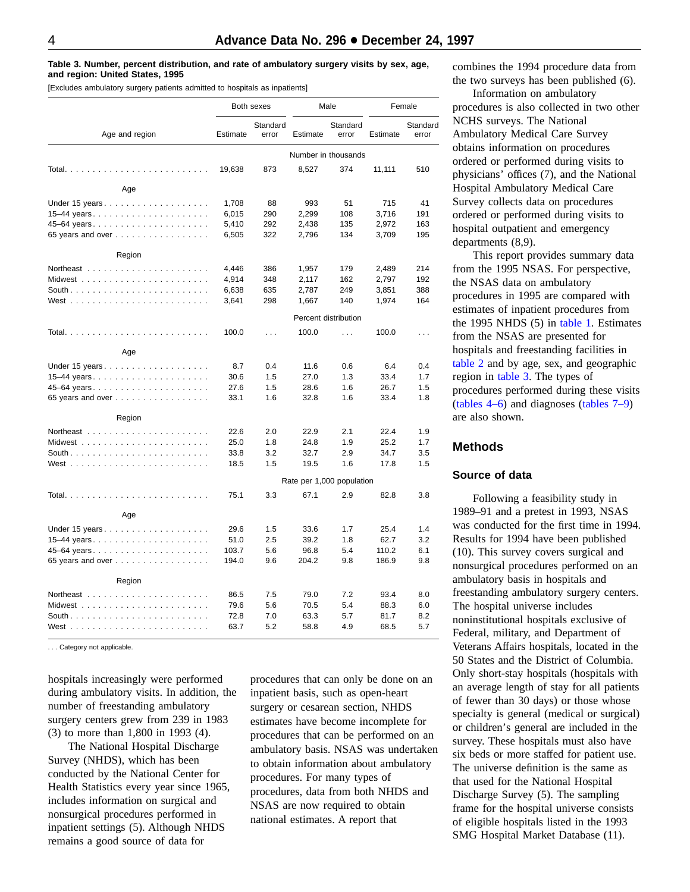**Table 3. Number, percent distribution, and rate of ambulatory surgery visits by sex, age, and region: United States, 1995**

[Excludes ambulatory surgery patients admitted to hospitals as inpatients]

| Age and region | Both sexes | | Male | | Female | |
|---|---|---|---|---|---|---|
| | Estimate | Standard error | Estimate | Standard error | Estimate | Standard error |
| | Number in thousands | | | | | |
| Total | 19,638 | 873 | 8,527 | 374 | 11,111 | 510 |
| **Age** | | | | | | |
| Under 15 years | 1,708 | 88 | 993 | 51 | 715 | 41 |
| 15–44 years | 6,015 | 290 | 2,299 | 108 | 3,716 | 191 |
| 45–64 years | 5,410 | 292 | 2,438 | 135 | 2,972 | 163 |
| 65 years and over | 6,505 | 322 | 2,796 | 134 | 3,709 | 195 |
| **Region** | | | | | | |
| Northeast | 4,446 | 386 | 1,957 | 179 | 2,489 | 214 |
| Midwest | 4,914 | 348 | 2,117 | 162 | 2,797 | 192 |
| South | 6,638 | 635 | 2,787 | 249 | 3,851 | 388 |
| West | 3,641 | 298 | 1,667 | 140 | 1,974 | 164 |
| | Percent distribution | | | | | |
| Total | 100.0 | . . . | 100.0 | . . . | 100.0 | . . . |
| **Age** | | | | | | |
| Under 15 years | 8.7 | 0.4 | 11.6 | 0.6 | 6.4 | 0.4 |
| 15–44 years | 30.6 | 1.5 | 27.0 | 1.3 | 33.4 | 1.7 |
| 45–64 years | 27.6 | 1.5 | 28.6 | 1.6 | 26.7 | 1.5 |
| 65 years and over | 33.1 | 1.6 | 32.8 | 1.6 | 33.4 | 1.8 |
| **Region** | | | | | | |
| Northeast | 22.6 | 2.0 | 22.9 | 2.1 | 22.4 | 1.9 |
| Midwest | 25.0 | 1.8 | 24.8 | 1.9 | 25.2 | 1.7 |
| South | 33.8 | 3.2 | 32.7 | 2.9 | 34.7 | 3.5 |
| West | 18.5 | 1.5 | 19.5 | 1.6 | 17.8 | 1.5 |
| | Rate per 1,000 population | | | | | |
| Total | 75.1 | 3.3 | 67.1 | 2.9 | 82.8 | 3.8 |
| **Age** | | | | | | |
| Under 15 years | 29.6 | 1.5 | 33.6 | 1.7 | 25.4 | 1.4 |
| 15–44 years | 51.0 | 2.5 | 39.2 | 1.8 | 62.7 | 3.2 |
| 45–64 years | 103.7 | 5.6 | 96.8 | 5.4 | 110.2 | 6.1 |
| 65 years and over | 194.0 | 9.6 | 204.2 | 9.8 | 186.9 | 9.8 |
| **Region** | | | | | | |
| Northeast | 86.5 | 7.5 | 79.0 | 7.2 | 93.4 | 8.0 |
| Midwest | 79.6 | 5.6 | 70.5 | 5.4 | 88.3 | 6.0 |
| South | 72.8 | 7.0 | 63.3 | 5.7 | 81.7 | 8.2 |
| West | 63.7 | 5.2 | 58.8 | 4.9 | 68.5 | 5.7 |

. . . Category not applicable.

hospitals increasingly were performed during ambulatory visits. In addition, the number of freestanding ambulatory surgery centers grew from 239 in 1983 (3) to more than 1,800 in 1993 (4).

The National Hospital Discharge Survey (NHDS), which has been conducted by the National Center for Health Statistics every year since 1965, includes information on surgical and nonsurgical procedures performed in inpatient settings (5). Although NHDS remains a good source of data for procedures that can only be done on an inpatient basis, such as open-heart surgery or cesarean section, NHDS estimates have become incomplete for procedures that can be performed on an ambulatory basis. NSAS was undertaken to obtain information about ambulatory procedures. For many types of procedures, data from both NHDS and NSAS are now required to obtain national estimates. A report that combines the 1994 procedure data from the two surveys has been published (6).

Information on ambulatory procedures is also collected in two other NCHS surveys. The National Ambulatory Medical Care Survey obtains information on procedures ordered or performed during visits to physicians' offices (7), and the National Hospital Ambulatory Medical Care Survey collects data on procedures ordered or performed during visits to hospital outpatient and emergency departments (8,9).

This report provides summary data from the 1995 NSAS. For perspective, the NSAS data on ambulatory procedures in 1995 are compared with estimates of inpatient procedures from the 1995 NHDS (5) in table 1. Estimates from the NSAS are presented for hospitals and freestanding facilities in table 2 and by age, sex, and geographic region in table 3. The types of procedures performed during these visits (tables 4–6) and diagnoses (tables 7–9) are also shown.

## Methods

### Source of data

Following a feasibility study in 1989–91 and a pretest in 1993, NSAS was conducted for the first time in 1994. Results for 1994 have been published (10). This survey covers surgical and nonsurgical procedures performed on an ambulatory basis in hospitals and freestanding ambulatory surgery centers. The hospital universe includes noninstitutional hospitals exclusive of Federal, military, and Department of Veterans Affairs hospitals, located in the 50 States and the District of Columbia. Only short-stay hospitals (hospitals with an average length of stay for all patients of fewer than 30 days) or those whose specialty is general (medical or surgical) or children's general are included in the survey. These hospitals must also have six beds or more staffed for patient use. The universe definition is the same as that used for the National Hospital Discharge Survey (5). The sampling frame for the hospital universe consists of eligible hospitals listed in the 1993 SMG Hospital Market Database (11).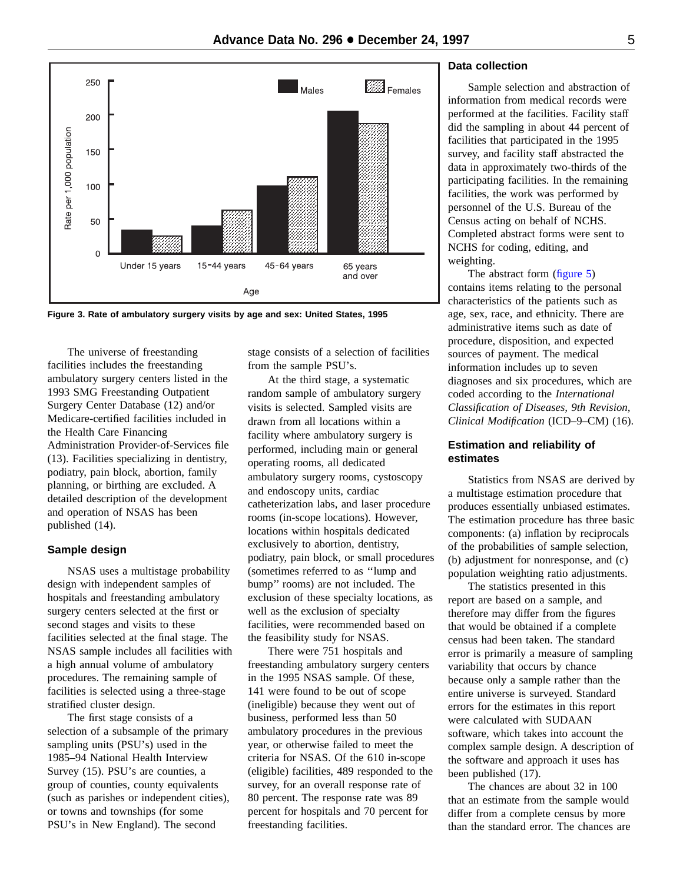Figure 3. Rate of ambulatory surgery visits by age and sex: United States, 1995

The universe of freestanding facilities includes the freestanding ambulatory surgery centers listed in the 1993 SMG Freestanding Outpatient Surgery Center Database (12) and/or Medicare-certified facilities included in the Health Care Financing Administration Provider-of-Services file (13). Facilities specializing in dentistry, podiatry, pain block, abortion, family planning, or birthing are excluded. A detailed description of the development and operation of NSAS has been published (14).

### Sample design

NSAS uses a multistage probability design with independent samples of hospitals and freestanding ambulatory surgery centers selected at the first or second stages and visits to these facilities selected at the final stage. The NSAS sample includes all facilities with a high annual volume of ambulatory procedures. The remaining sample of facilities is selected using a three-stage stratified cluster design.

The first stage consists of a selection of a subsample of the primary sampling units (PSU's) used in the 1985–94 National Health Interview Survey (15). PSU's are counties, a group of counties, county equivalents (such as parishes or independent cities), or towns and townships (for some PSU's in New England). The second stage consists of a selection of facilities from the sample PSU's.

At the third stage, a systematic random sample of ambulatory surgery visits is selected. Sampled visits are drawn from all locations within a facility where ambulatory surgery is performed, including main or general operating rooms, all dedicated ambulatory surgery rooms, cystoscopy and endoscopy units, cardiac catheterization labs, and laser procedure rooms (in-scope locations). However, locations within hospitals dedicated exclusively to abortion, dentistry, podiatry, pain block, or small procedures (sometimes referred to as ''lump and bump'' rooms) are not included. The exclusion of these locations, as well as the exclusion of specialty facilities, were recommended based on the feasibility study for NSAS.

There were 751 hospitals and freestanding ambulatory surgery centers in the 1995 NSAS sample. Of these, 141 were found to be out of scope (ineligible) because they went out of business, performed less than 50 ambulatory procedures in the previous year, or otherwise failed to meet the criteria for NSAS. Of the 610 in-scope (eligible) facilities, 489 responded to the survey, for an overall response rate of 80 percent. The response rate was 89 percent for hospitals and 70 percent for freestanding facilities.

### Data collection

Sample selection and abstraction of information from medical records were performed at the facilities. Facility staff did the sampling in about 44 percent of facilities that participated in the 1995 survey, and facility staff abstracted the data in approximately two-thirds of the participating facilities. In the remaining facilities, the work was performed by personnel of the U.S. Bureau of the Census acting on behalf of NCHS. Completed abstract forms were sent to NCHS for coding, editing, and weighting.

The abstract form (figure 5) contains items relating to the personal characteristics of the patients such as age, sex, race, and ethnicity. There are administrative items such as date of procedure, disposition, and expected sources of payment. The medical information includes up to seven diagnoses and six procedures, which are coded according to the *International Classification of Diseases, 9th Revision, Clinical Modification* (ICD–9–CM) (16).

### Estimation and reliability of estimates

Statistics from NSAS are derived by a multistage estimation procedure that produces essentially unbiased estimates. The estimation procedure has three basic components: (a) inflation by reciprocals of the probabilities of sample selection, (b) adjustment for nonresponse, and (c) population weighting ratio adjustments.

The statistics presented in this report are based on a sample, and therefore may differ from the figures that would be obtained if a complete census had been taken. The standard error is primarily a measure of sampling variability that occurs by chance because only a sample rather than the entire universe is surveyed. Standard errors for the estimates in this report were calculated with SUDAAN software, which takes into account the complex sample design. A description of the software and approach it uses has been published (17).

The chances are about 32 in 100 that an estimate from the sample would differ from a complete census by more than the standard error. The chances are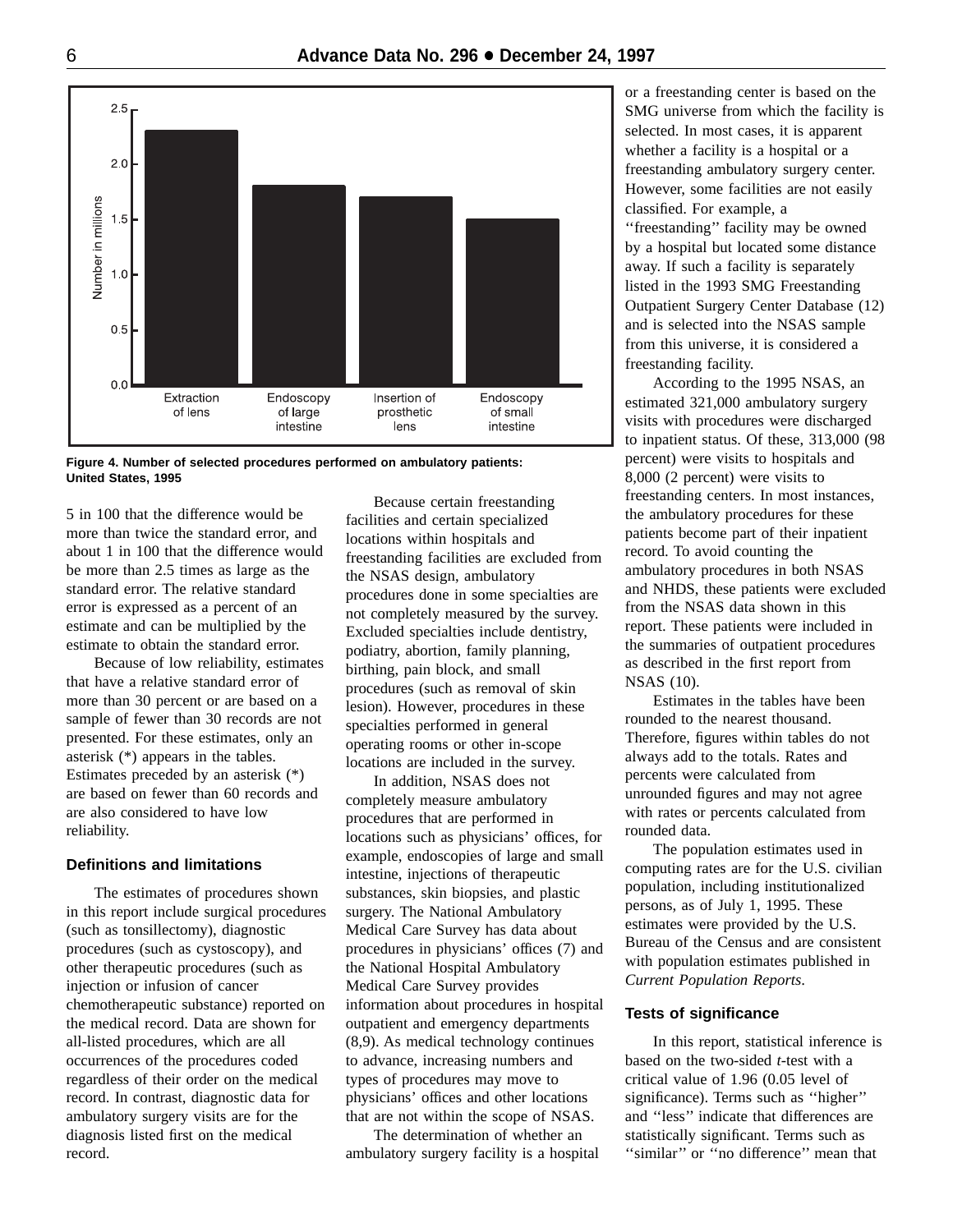Figure 4. Number of selected procedures performed on ambulatory patients: United States, 1995

5 in 100 that the difference would be more than twice the standard error, and about 1 in 100 that the difference would be more than 2.5 times as large as the standard error. The relative standard error is expressed as a percent of an estimate and can be multiplied by the estimate to obtain the standard error.

Because of low reliability, estimates that have a relative standard error of more than 30 percent or are based on a sample of fewer than 30 records are not presented. For these estimates, only an asterisk (*) appears in the tables. Estimates preceded by an asterisk (*) are based on fewer than 60 records and are also considered to have low reliability.

### Definitions and limitations

The estimates of procedures shown in this report include surgical procedures (such as tonsillectomy), diagnostic procedures (such as cystoscopy), and other therapeutic procedures (such as injection or infusion of cancer chemotherapeutic substance) reported on the medical record. Data are shown for all-listed procedures, which are all occurrences of the procedures coded regardless of their order on the medical record. In contrast, diagnostic data for ambulatory surgery visits are for the diagnosis listed first on the medical record.

Because certain freestanding facilities and certain specialized locations within hospitals and freestanding facilities are excluded from the NSAS design, ambulatory procedures done in some specialties are not completely measured by the survey. Excluded specialties include dentistry, podiatry, abortion, family planning, birthing, pain block, and small procedures (such as removal of skin lesion). However, procedures in these specialties performed in general operating rooms or other in-scope locations are included in the survey.

In addition, NSAS does not completely measure ambulatory procedures that are performed in locations such as physicians' offices, for example, endoscopies of large and small intestine, injections of therapeutic substances, skin biopsies, and plastic surgery. The National Ambulatory Medical Care Survey has data about procedures in physicians' offices (7) and the National Hospital Ambulatory Medical Care Survey provides information about procedures in hospital outpatient and emergency departments (8,9). As medical technology continues to advance, increasing numbers and types of procedures may move to physicians' offices and other locations that are not within the scope of NSAS.

The determination of whether an ambulatory surgery facility is a hospital or a freestanding center is based on the SMG universe from which the facility is selected. In most cases, it is apparent whether a facility is a hospital or a freestanding ambulatory surgery center. However, some facilities are not easily classified. For example, a ''freestanding'' facility may be owned by a hospital but located some distance away. If such a facility is separately listed in the 1993 SMG Freestanding Outpatient Surgery Center Database (12) and is selected into the NSAS sample from this universe, it is considered a freestanding facility.

According to the 1995 NSAS, an estimated 321,000 ambulatory surgery visits with procedures were discharged to inpatient status. Of these, 313,000 (98 percent) were visits to hospitals and 8,000 (2 percent) were visits to freestanding centers. In most instances, the ambulatory procedures for these patients become part of their inpatient record. To avoid counting the ambulatory procedures in both NSAS and NHDS, these patients were excluded from the NSAS data shown in this report. These patients were included in the summaries of outpatient procedures as described in the first report from NSAS (10).

Estimates in the tables have been rounded to the nearest thousand. Therefore, figures within tables do not always add to the totals. Rates and percents were calculated from unrounded figures and may not agree with rates or percents calculated from rounded data.

The population estimates used in computing rates are for the U.S. civilian population, including institutionalized persons, as of July 1, 1995. These estimates were provided by the U.S. Bureau of the Census and are consistent with population estimates published in *Current Population Reports*.

### Tests of significance

In this report, statistical inference is based on the two-sided *t*-test with a critical value of 1.96 (0.05 level of significance). Terms such as ''higher'' and ''less'' indicate that differences are statistically significant. Terms such as ''similar'' or ''no difference'' mean that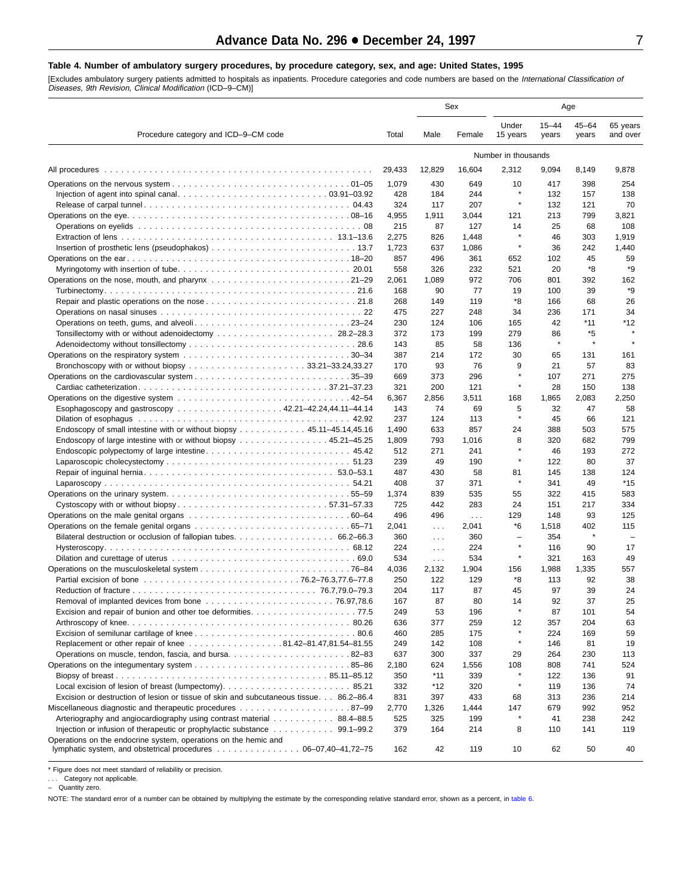### Table 4. Number of ambulatory surgery procedures, by procedure category, sex, and age: United States, 1995

[Excludes ambulatory surgery patients admitted to hospitals as inpatients. Procedure categories and code numbers are based on the *International Classification of Diseases, 9th Revision, Clinical Modification* (ICD–9–CM)]

| Procedure category and ICD–9–CM code | Total | Sex | | Age | | | |
|---|---|---|---|---|---|---|---|
| | | Male | Female | Under 15 years | 15–44 years | 45–64 years | 65 years and over |
| | Number in thousands | | | | | | |
| All procedures | 29,433 | 12,829 | 16,604 | 2,312 | 9,094 | 8,149 | 9,878 |
| Operations on the nervous system 01–05 | 1,079 | 430 | 649 | 10 | 417 | 398 | 254 |
| Injection of agent into spinal canal 03.91–03.92 | 428 | 184 | 244 | * | 132 | 157 | 138 |
| Release of carpal tunnel 04.43 | 324 | 117 | 207 | * | 132 | 121 | 70 |
| Operations on the eye 08–16 | 4,955 | 1,911 | 3,044 | 121 | 213 | 799 | 3,821 |
| Operations on eyelids 08 | 215 | 87 | 127 | 14 | 25 | 68 | 108 |
| Extraction of lens 13.1–13.6 | 2,275 | 826 | 1,448 | * | 46 | 303 | 1,919 |
| Insertion of prosthetic lens (pseudophakos) 13.7 | 1,723 | 637 | 1,086 | * | 36 | 242 | 1,440 |
| Operations on the ear 18–20 | 857 | 496 | 361 | 652 | 102 | 45 | 59 |
| Myringotomy with insertion of tube 20.01 | 558 | 326 | 232 | 521 | 20 | *8 | *9 |
| Operations on the nose, mouth, and pharynx 21–29 | 2,061 | 1,089 | 972 | 706 | 801 | 392 | 162 |
| Turbinectomy 21.6 | 168 | 90 | 77 | 19 | 100 | 39 | *9 |
| Repair and plastic operations on the nose 21.8 | 268 | 149 | 119 | *8 | 166 | 68 | 26 |
| Operations on nasal sinuses 22 | 475 | 227 | 248 | 34 | 236 | 171 | 34 |
| Operations on teeth, gums, and alveoli 23–24 | 230 | 124 | 106 | 165 | 42 | *11 | *12 |
| Tonsillectomy with or without adenoidectomy 28.2–28.3 | 372 | 173 | 199 | 279 | 86 | *5 | * |
| Adenoidectomy without tonsillectomy 28.6 | 143 | 85 | 58 | 136 | * | * | * |
| Operations on the respiratory system 30–34 | 387 | 214 | 172 | 30 | 65 | 131 | 161 |
| Bronchoscopy with or without biopsy 33.21–33.24,33.27 | 170 | 93 | 76 | 9 | 21 | 57 | 83 |
| Operations on the cardiovascular system 35–39 | 669 | 373 | 296 | * | 107 | 271 | 275 |
| Cardiac catheterization 37.21–37.23 | 321 | 200 | 121 | * | 28 | 150 | 138 |
| Operations on the digestive system 42–54 | 6,367 | 2,856 | 3,511 | 168 | 1,865 | 2,083 | 2,250 |
| Esophagoscopy and gastroscopy 42.21–42.24,44.11–44.14 | 143 | 74 | 69 | 5 | 32 | 47 | 58 |
| Dilation of esophagus 42.92 | 237 | 124 | 113 | * | 45 | 66 | 121 |
| Endoscopy of small intestine with or without biopsy 45.11–45.14,45.16 | 1,490 | 633 | 857 | 24 | 388 | 503 | 575 |
| Endoscopy of large intestine with or without biopsy 45.21–45.25 | 1,809 | 793 | 1,016 | 8 | 320 | 682 | 799 |
| Endoscopic polypectomy of large intestine 45.42 | 512 | 271 | 241 | * | 46 | 193 | 272 |
| Laparoscopic cholecystectomy 51.23 | 239 | 49 | 190 | * | 122 | 80 | 37 |
| Repair of inguinal hernia 53.0–53.1 | 487 | 430 | 58 | 81 | 145 | 138 | 124 |
| Laparoscopy 54.21 | 408 | 37 | 371 | * | 341 | 49 | *15 |
| Operations on the urinary system 55–59 | 1,374 | 839 | 535 | 55 | 322 | 415 | 583 |
| Cystoscopy with or without biopsy 57.31–57.33 | 725 | 442 | 283 | 24 | 151 | 217 | 334 |
| Operations on the male genital organs 60–64 | 496 | 496 | . . . | 129 | 148 | 93 | 125 |
| Operations on the female genital organs 65–71 | 2,041 | . . . | 2,041 | *6 | 1,518 | 402 | 115 |
| Bilateral destruction or occlusion of fallopian tubes 66.2–66.3 | 360 | . . . | 360 | – | 354 | * | – |
| Hysteroscopy 68.12 | 224 | . . . | 224 | * | 116 | 90 | 17 |
| Dilation and curettage of uterus 69.0 | 534 | . . . | 534 | * | 321 | 163 | 49 |
| Operations on the musculoskeletal system 76–84 | 4,036 | 2,132 | 1,904 | 156 | 1,988 | 1,335 | 557 |
| Partial excision of bone 76.2–76.3,77.6–77.8 | 250 | 122 | 129 | *8 | 113 | 92 | 38 |
| Reduction of fracture 76.7,79.0–79.3 | 204 | 117 | 87 | 45 | 97 | 39 | 24 |
| Removal of implanted devices from bone 76.97,78.6 | 167 | 87 | 80 | 14 | 92 | 37 | 25 |
| Excision and repair of bunion and other toe deformities 77.5 | 249 | 53 | 196 | * | 87 | 101 | 54 |
| Arthroscopy of knee 80.26 | 636 | 377 | 259 | 12 | 357 | 204 | 63 |
| Excision of semilunar cartilage of knee 80.6 | 460 | 285 | 175 | * | 224 | 169 | 59 |
| Replacement or other repair of knee 81.42–81.47,81.54–81.55 | 249 | 142 | 108 | * | 146 | 81 | 19 |
| Operations on muscle, tendon, fascia, and bursa 82–83 | 637 | 300 | 337 | 29 | 264 | 230 | 113 |
| Operations on the integumentary system 85–86 | 2,180 | 624 | 1,556 | 108 | 808 | 741 | 524 |
| Biopsy of breast 85.11–85.12 | 350 | *11 | 339 | * | 122 | 136 | 91 |
| Local excision of lesion of breast (lumpectomy) 85.21 | 332 | *12 | 320 | * | 119 | 136 | 74 |
| Excision or destruction of lesion or tissue of skin and subcutaneous tissue 86.2–86.4 | 831 | 397 | 433 | 68 | 313 | 236 | 214 |
| Miscellaneous diagnostic and therapeutic procedures 87–99 | 2,770 | 1,326 | 1,444 | 147 | 679 | 992 | 952 |
| Arteriography and angiocardiography using contrast material 88.4–88.5 | 525 | 325 | 199 | * | 41 | 238 | 242 |
| Injection or infusion of therapeutic or prophylactic substance 99.1–99.2 | 379 | 164 | 214 | 8 | 110 | 141 | 119 |
| Operations on the endocrine system, operations on the hemic and lymphatic system, and obstetrical procedures 06–07,40–41,72–75 | 162 | 42 | 119 | 10 | 62 | 50 | 40 |

\* Figure does not meet standard of reliability or precision.

. . . Category not applicable.

– Quantity zero.

NOTE: The standard error of a number can be obtained by multiplying the estimate by the corresponding relative standard error, shown as a percent, in table 6.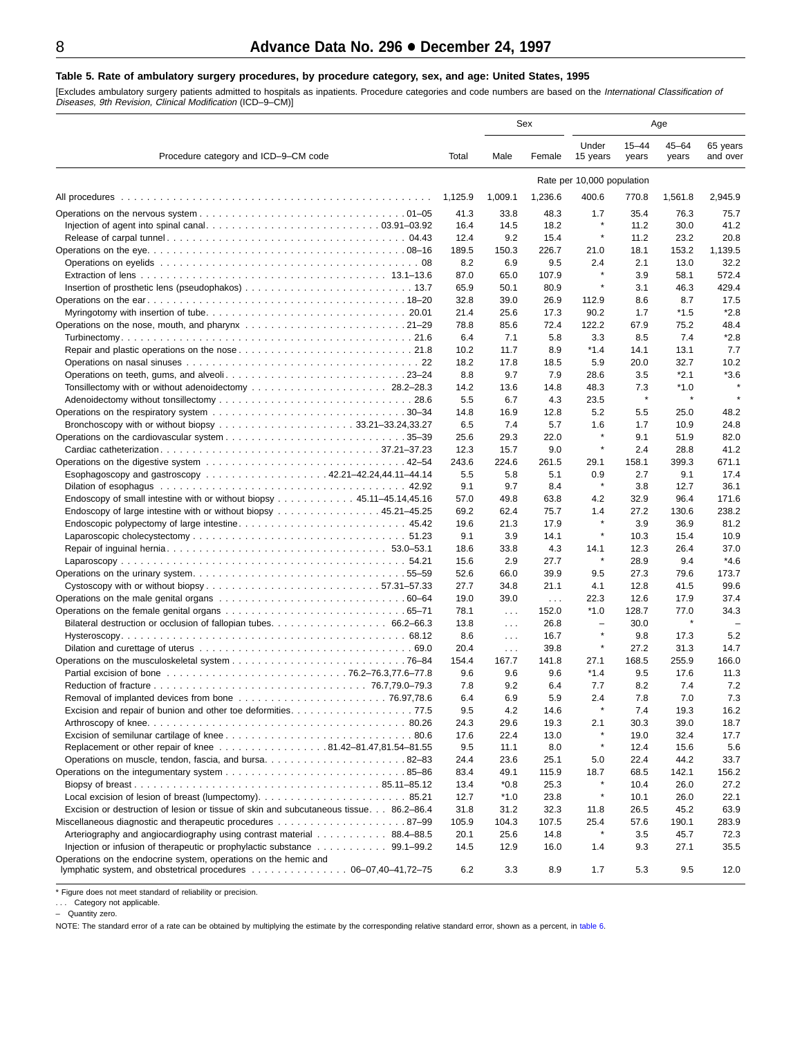**Table 5. Rate of ambulatory surgery procedures, by procedure category, sex, and age: United States, 1995**

[Excludes ambulatory surgery patients admitted to hospitals as inpatients. Procedure categories and code numbers are based on the *International Classification of Diseases, 9th Revision, Clinical Modification* (ICD–9–CM)]

| Procedure category and ICD–9–CM code | Total | Sex | | Age | | | |
|---|---|---|---|---|---|---|---|
| | | Male | Female | Under 15 years | 15–44 years | 45–64 years | 65 years and over |
| | Rate per 10,000 population | | | | | | |
| All procedures | 1,125.9 | 1,009.1 | 1,236.6 | 400.6 | 770.8 | 1,561.8 | 2,945.9 |
| Operations on the nervous system 01–05 | 41.3 | 33.8 | 48.3 | 1.7 | 35.4 | 76.3 | 75.7 |
| Injection of agent into spinal canal 03.91–03.92 | 16.4 | 14.5 | 18.2 | * | 11.2 | 30.0 | 41.2 |
| Release of carpal tunnel 04.43 | 12.4 | 9.2 | 15.4 | * | 11.2 | 23.2 | 20.8 |
| Operations on the eye 08–16 | 189.5 | 150.3 | 226.7 | 21.0 | 18.1 | 153.2 | 1,139.5 |
| Operations on eyelids 08 | 8.2 | 6.9 | 9.5 | 2.4 | 2.1 | 13.0 | 32.2 |
| Extraction of lens 13.1–13.6 | 87.0 | 65.0 | 107.9 | * | 3.9 | 58.1 | 572.4 |
| Insertion of prosthetic lens (pseudophakos) 13.7 | 65.9 | 50.1 | 80.9 | * | 3.1 | 46.3 | 429.4 |
| Operations on the ear 18–20 | 32.8 | 39.0 | 26.9 | 112.9 | 8.6 | 8.7 | 17.5 |
| Myringotomy with insertion of tube 20.01 | 21.4 | 25.6 | 17.3 | 90.2 | 1.7 | *1.5 | *2.8 |
| Operations on the nose, mouth, and pharynx 21–29 | 78.8 | 85.6 | 72.4 | 122.2 | 67.9 | 75.2 | 48.4 |
| Turbinectomy 21.6 | 6.4 | 7.1 | 5.8 | 3.3 | 8.5 | 7.4 | *2.8 |
| Repair and plastic operations on the nose 21.8 | 10.2 | 11.7 | 8.9 | *1.4 | 14.1 | 13.1 | 7.7 |
| Operations on nasal sinuses 22 | 18.2 | 17.8 | 18.5 | 5.9 | 20.0 | 32.7 | 10.2 |
| Operations on teeth, gums, and alveoli 23–24 | 8.8 | 9.7 | 7.9 | 28.6 | 3.5 | *2.1 | *3.6 |
| Tonsillectomy with or without adenoidectomy 28.2–28.3 | 14.2 | 13.6 | 14.8 | 48.3 | 7.3 | *1.0 | * |
| Adenoidectomy without tonsillectomy 28.6 | 5.5 | 6.7 | 4.3 | 23.5 | * | * | * |
| Operations on the respiratory system 30–34 | 14.8 | 16.9 | 12.8 | 5.2 | 5.5 | 25.0 | 48.2 |
| Bronchoscopy with or without biopsy 33.21–33.24,33.27 | 6.5 | 7.4 | 5.7 | 1.6 | 1.7 | 10.9 | 24.8 |
| Operations on the cardiovascular system 35–39 | 25.6 | 29.3 | 22.0 | * | 9.1 | 51.9 | 82.0 |
| Cardiac catheterization 37.21–37.23 | 12.3 | 15.7 | 9.0 | * | 2.4 | 28.8 | 41.2 |
| Operations on the digestive system 42–54 | 243.6 | 224.6 | 261.5 | 29.1 | 158.1 | 399.3 | 671.1 |
| Esophagoscopy and gastroscopy 42.21–42.24,44.11–44.14 | 5.5 | 5.8 | 5.1 | 0.9 | 2.7 | 9.1 | 17.4 |
| Dilation of esophagus 42.92 | 9.1 | 9.7 | 8.4 | * | 3.8 | 12.7 | 36.1 |
| Endoscopy of small intestine with or without biopsy 45.11–45.14,45.16 | 57.0 | 49.8 | 63.8 | 4.2 | 32.9 | 96.4 | 171.6 |
| Endoscopy of large intestine with or without biopsy 45.21–45.25 | 69.2 | 62.4 | 75.7 | 1.4 | 27.2 | 130.6 | 238.2 |
| Endoscopic polypectomy of large intestine 45.42 | 19.6 | 21.3 | 17.9 | * | 3.9 | 36.9 | 81.2 |
| Laparoscopic cholecystectomy 51.23 | 9.1 | 3.9 | 14.1 | * | 10.3 | 15.4 | 10.9 |
| Repair of inguinal hernia 53.0–53.1 | 18.6 | 33.8 | 4.3 | 14.1 | 12.3 | 26.4 | 37.0 |
| Laparoscopy 54.21 | 15.6 | 2.9 | 27.7 | * | 28.9 | 9.4 | *4.6 |
| Operations on the urinary system 55–59 | 52.6 | 66.0 | 39.9 | 9.5 | 27.3 | 79.6 | 173.7 |
| Cystoscopy with or without biopsy 57.31–57.33 | 27.7 | 34.8 | 21.1 | 4.1 | 12.8 | 41.5 | 99.6 |
| Operations on the male genital organs 60–64 | 19.0 | 39.0 | . . . | 22.3 | 12.6 | 17.9 | 37.4 |
| Operations on the female genital organs 65–71 | 78.1 | . . . | 152.0 | *1.0 | 128.7 | 77.0 | 34.3 |
| Bilateral destruction or occlusion of fallopian tubes 66.2–66.3 | 13.8 | . . . | 26.8 | – | 30.0 | * | – |
| Hysteroscopy 68.12 | 8.6 | . . . | 16.7 | * | 9.8 | 17.3 | 5.2 |
| Dilation and curettage of uterus 69.0 | 20.4 | . . . | 39.8 | * | 27.2 | 31.3 | 14.7 |
| Operations on the musculoskeletal system 76–84 | 154.4 | 167.7 | 141.8 | 27.1 | 168.5 | 255.9 | 166.0 |
| Partial excision of bone 76.2–76.3,77.6–77.8 | 9.6 | 9.6 | 9.6 | *1.4 | 9.5 | 17.6 | 11.3 |
| Reduction of fracture 76.7,79.0–79.3 | 7.8 | 9.2 | 6.4 | 7.7 | 8.2 | 7.4 | 7.2 |
| Removal of implanted devices from bone 76.97,78.6 | 6.4 | 6.9 | 5.9 | 2.4 | 7.8 | 7.0 | 7.3 |
| Excision and repair of bunion and other toe deformities 77.5 | 9.5 | 4.2 | 14.6 | * | 7.4 | 19.3 | 16.2 |
| Arthroscopy of knee 80.26 | 24.3 | 29.6 | 19.3 | 2.1 | 30.3 | 39.0 | 18.7 |
| Excision of semilunar cartilage of knee 80.6 | 17.6 | 22.4 | 13.0 | * | 19.0 | 32.4 | 17.7 |
| Replacement or other repair of knee 81.42–81.47,81.54–81.55 | 9.5 | 11.1 | 8.0 | * | 12.4 | 15.6 | 5.6 |
| Operations on muscle, tendon, fascia, and bursa 82–83 | 24.4 | 23.6 | 25.1 | 5.0 | 22.4 | 44.2 | 33.7 |
| Operations on the integumentary system 85–86 | 83.4 | 49.1 | 115.9 | 18.7 | 68.5 | 142.1 | 156.2 |
| Biopsy of breast 85.11–85.12 | 13.4 | *0.8 | 25.3 | * | 10.4 | 26.0 | 27.2 |
| Local excision of lesion of breast (lumpectomy) 85.21 | 12.7 | *1.0 | 23.8 | * | 10.1 | 26.0 | 22.1 |
| Excision or destruction of lesion or tissue of skin and subcutaneous tissue 86.2–86.4 | 31.8 | 31.2 | 32.3 | 11.8 | 26.5 | 45.2 | 63.9 |
| Miscellaneous diagnostic and therapeutic procedures 87–99 | 105.9 | 104.3 | 107.5 | 25.4 | 57.6 | 190.1 | 283.9 |
| Arteriography and angiocardiography using contrast material 88.4–88.5 | 20.1 | 25.6 | 14.8 | * | 3.5 | 45.7 | 72.3 |
| Injection or infusion of therapeutic or prophylactic substance 99.1–99.2 | 14.5 | 12.9 | 16.0 | 1.4 | 9.3 | 27.1 | 35.5 |
| Operations on the endocrine system, operations on the hemic and lymphatic system, and obstetrical procedures 06–07,40–41,72–75 | 6.2 | 3.3 | 8.9 | 1.7 | 5.3 | 9.5 | 12.0 |

\* Figure does not meet standard of reliability or precision.

. . . Category not applicable.

– Quantity zero.

NOTE: The standard error of a rate can be obtained by multiplying the estimate by the corresponding relative standard error, shown as a percent, in table 6.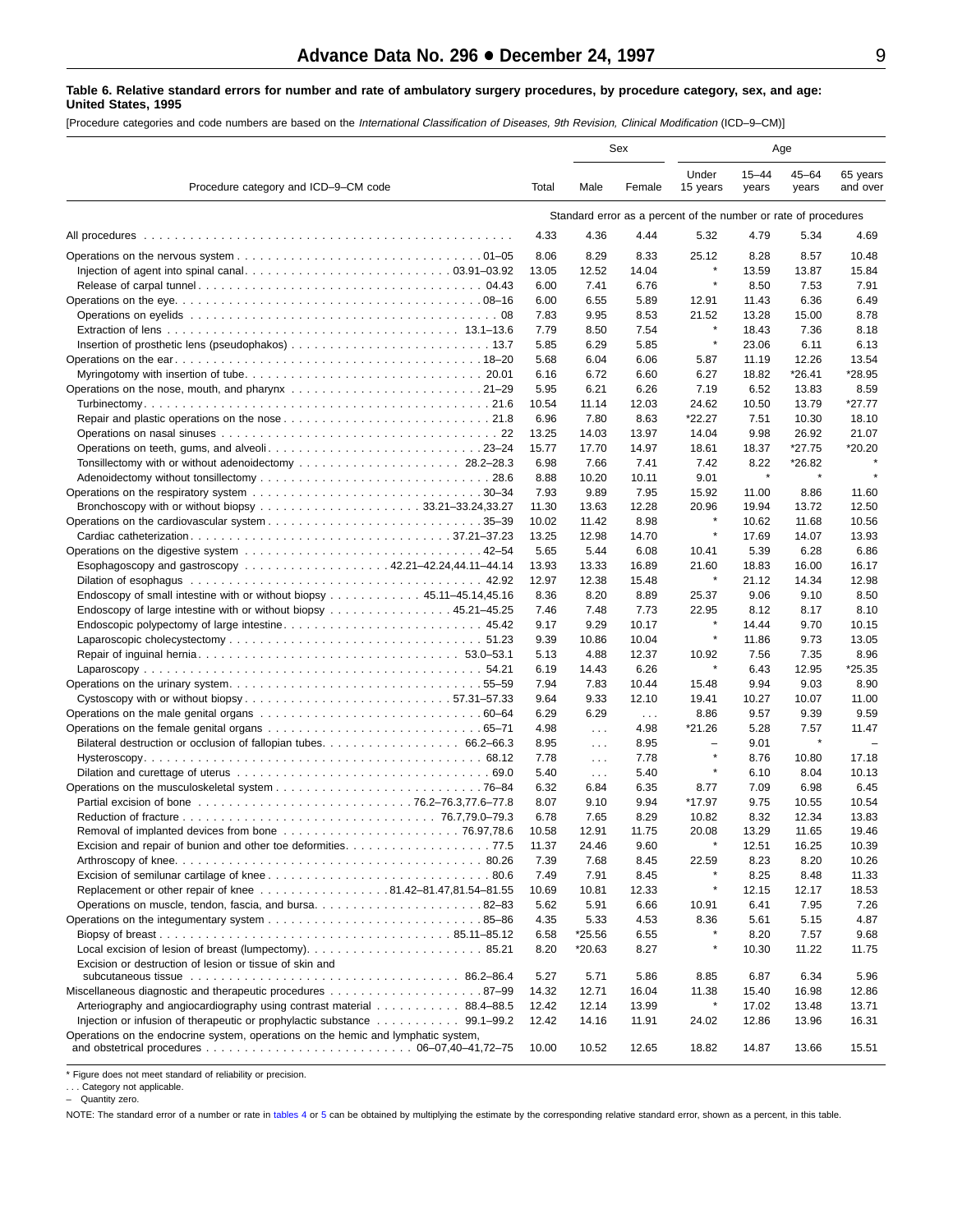**Table 6. Relative standard errors for number and rate of ambulatory surgery procedures, by procedure category, sex, and age: United States, 1995**

[Procedure categories and code numbers are based on the *International Classification of Diseases, 9th Revision, Clinical Modification* (ICD–9–CM)]

| Procedure category and ICD–9–CM code | Total | Sex | | Age | | | |
|---|---|---|---|---|---|---|---|
| | | Male | Female | Under 15 years | 15–44 years | 45–64 years | 65 years and over |
| | Standard error as a percent of the number or rate of procedures | | | | | | |
| All procedures | 4.33 | 4.36 | 4.44 | 5.32 | 4.79 | 5.34 | 4.69 |
| Operations on the nervous system . . . 01–05 | 8.06 | 8.29 | 8.33 | 25.12 | 8.28 | 8.57 | 10.48 |
| Injection of agent into spinal canal . . . 03.91–03.92 | 13.05 | 12.52 | 14.04 | * | 13.59 | 13.87 | 15.84 |
| Release of carpal tunnel . . . 04.43 | 6.00 | 7.41 | 6.76 | * | 8.50 | 7.53 | 7.91 |
| Operations on the eye . . . 08–16 | 6.00 | 6.55 | 5.89 | 12.91 | 11.43 | 6.36 | 6.49 |
| Operations on eyelids . . . 08 | 7.83 | 9.95 | 8.53 | 21.52 | 13.28 | 15.00 | 8.78 |
| Extraction of lens . . . 13.1–13.6 | 7.79 | 8.50 | 7.54 | * | 18.43 | 7.36 | 8.18 |
| Insertion of prosthetic lens (pseudophakos) . . . 13.7 | 5.85 | 6.29 | 5.85 | * | 23.06 | 6.11 | 6.13 |
| Operations on the ear . . . 18–20 | 5.68 | 6.04 | 6.06 | 5.87 | 11.19 | 12.26 | 13.54 |
| Myringotomy with insertion of tube . . . 20.01 | 6.16 | 6.72 | 6.60 | 6.27 | 18.82 | *26.41 | *28.95 |
| Operations on the nose, mouth, and pharynx . . . 21–29 | 5.95 | 6.21 | 6.26 | 7.19 | 6.52 | 13.83 | 8.59 |
| Turbinectomy . . . 21.6 | 10.54 | 11.14 | 12.03 | 24.62 | 10.50 | 13.79 | *27.77 |
| Repair and plastic operations on the nose . . . 21.8 | 6.96 | 7.80 | 8.63 | *22.27 | 7.51 | 10.30 | 18.10 |
| Operations on nasal sinuses . . . 22 | 13.25 | 14.03 | 13.97 | 14.04 | 9.98 | 26.92 | 21.07 |
| Operations on teeth, gums, and alveoli . . . 23–24 | 15.77 | 17.70 | 14.97 | 18.61 | 18.37 | *27.75 | *20.20 |
| Tonsillectomy with or without adenoidectomy . . . 28.2–28.3 | 6.98 | 7.66 | 7.41 | 7.42 | 8.22 | *26.82 | * |
| Adenoidectomy without tonsillectomy . . . 28.6 | 8.88 | 10.20 | 10.11 | 9.01 | * | * | * |
| Operations on the respiratory system . . . 30–34 | 7.93 | 9.89 | 7.95 | 15.92 | 11.00 | 8.86 | 11.60 |
| Bronchoscopy with or without biopsy . . . 33.21–33.24,33.27 | 11.30 | 13.63 | 12.28 | 20.96 | 19.94 | 13.72 | 12.50 |
| Operations on the cardiovascular system . . . 35–39 | 10.02 | 11.42 | 8.98 | * | 10.62 | 11.68 | 10.56 |
| Cardiac catheterization . . . 37.21–37.23 | 13.25 | 12.98 | 14.70 | * | 17.69 | 14.07 | 13.93 |
| Operations on the digestive system . . . 42–54 | 5.65 | 5.44 | 6.08 | 10.41 | 5.39 | 6.28 | 6.86 |
| Esophagoscopy and gastroscopy . . . 42.21–42.24,44.11–44.14 | 13.93 | 13.33 | 16.89 | 21.60 | 18.83 | 16.00 | 16.17 |
| Dilation of esophagus . . . 42.92 | 12.97 | 12.38 | 15.48 | * | 21.12 | 14.34 | 12.98 |
| Endoscopy of small intestine with or without biopsy . . . 45.11–45.14,45.16 | 8.36 | 8.20 | 8.89 | 25.37 | 9.06 | 9.10 | 8.50 |
| Endoscopy of large intestine with or without biopsy . . . 45.21–45.25 | 7.46 | 7.48 | 7.73 | 22.95 | 8.12 | 8.17 | 8.10 |
| Endoscopic polypectomy of large intestine . . . 45.42 | 9.17 | 9.29 | 10.17 | * | 14.44 | 9.70 | 10.15 |
| Laparoscopic cholecystectomy . . . 51.23 | 9.39 | 10.86 | 10.04 | * | 11.86 | 9.73 | 13.05 |
| Repair of inguinal hernia . . . 53.0–53.1 | 5.13 | 4.88 | 12.37 | 10.92 | 7.56 | 7.35 | 8.96 |
| Laparoscopy . . . 54.21 | 6.19 | 14.43 | 6.26 | * | 6.43 | 12.95 | *25.35 |
| Operations on the urinary system . . . 55–59 | 7.94 | 7.83 | 10.44 | 15.48 | 9.94 | 9.03 | 8.90 |
| Cystoscopy with or without biopsy . . . 57.31–57.33 | 9.64 | 9.33 | 12.10 | 19.41 | 10.27 | 10.07 | 11.00 |
| Operations on the male genital organs . . . 60–64 | 6.29 | 6.29 | . . . | 8.86 | 9.57 | 9.39 | 9.59 |
| Operations on the female genital organs . . . 65–71 | 4.98 | . . . | 4.98 | *21.26 | 5.28 | 7.57 | 11.47 |
| Bilateral destruction or occlusion of fallopian tubes . . . 66.2–66.3 | 8.95 | . . . | 8.95 | – | 9.01 | * | – |
| Hysteroscopy . . . 68.12 | 7.78 | . . . | 7.78 | * | 8.76 | 10.80 | 17.18 |
| Dilation and curettage of uterus . . . 69.0 | 5.40 | . . . | 5.40 | * | 6.10 | 8.04 | 10.13 |
| Operations on the musculoskeletal system . . . 76–84 | 6.32 | 6.84 | 6.35 | 8.77 | 7.09 | 6.98 | 6.45 |
| Partial excision of bone . . . 76.2–76.3,77.6–77.8 | 8.07 | 9.10 | 9.94 | *17.97 | 9.75 | 10.55 | 10.54 |
| Reduction of fracture . . . 76.7,79.0–79.3 | 6.78 | 7.65 | 8.29 | 10.82 | 8.32 | 12.34 | 13.83 |
| Removal of implanted devices from bone . . . 76.97,78.6 | 10.58 | 12.91 | 11.75 | 20.08 | 13.29 | 11.65 | 19.46 |
| Excision and repair of bunion and other toe deformities . . . 77.5 | 11.37 | 24.46 | 9.60 | * | 12.51 | 16.25 | 10.39 |
| Arthroscopy of knee . . . 80.26 | 7.39 | 7.68 | 8.45 | 22.59 | 8.23 | 8.20 | 10.26 |
| Excision of semilunar cartilage of knee . . . 80.6 | 7.49 | 7.91 | 8.45 | * | 8.25 | 8.48 | 11.33 |
| Replacement or other repair of knee . . . 81.42–81.47,81.54–81.55 | 10.69 | 10.81 | 12.33 | * | 12.15 | 12.17 | 18.53 |
| Operations on muscle, tendon, fascia, and bursa . . . 82–83 | 5.62 | 5.91 | 6.66 | 10.91 | 6.41 | 7.95 | 7.26 |
| Operations on the integumentary system . . . 85–86 | 4.35 | 5.33 | 4.53 | 8.36 | 5.61 | 5.15 | 4.87 |
| Biopsy of breast . . . 85.11–85.12 | 6.58 | *25.56 | 6.55 | * | 8.20 | 7.57 | 9.68 |
| Local excision of lesion of breast (lumpectomy) . . . 85.21 | 8.20 | *20.63 | 8.27 | * | 10.30 | 11.22 | 11.75 |
| Excision or destruction of lesion or tissue of skin and subcutaneous tissue . . . 86.2–86.4 | 5.27 | 5.71 | 5.86 | 8.85 | 6.87 | 6.34 | 5.96 |
| Miscellaneous diagnostic and therapeutic procedures . . . 87–99 | 14.32 | 12.71 | 16.04 | 11.38 | 15.40 | 16.98 | 12.86 |
| Arteriography and angiocardiography using contrast material . . . 88.4–88.5 | 12.42 | 12.14 | 13.99 | * | 17.02 | 13.48 | 13.71 |
| Injection or infusion of therapeutic or prophylactic substance . . . 99.1–99.2 | 12.42 | 14.16 | 11.91 | 24.02 | 12.86 | 13.96 | 16.31 |
| Operations on the endocrine system, operations on the hemic and lymphatic system, and obstetrical procedures . . . 06–07,40–41,72–75 | 10.00 | 10.52 | 12.65 | 18.82 | 14.87 | 13.66 | 15.51 |

\* Figure does not meet standard of reliability or precision.

. . . Category not applicable.

– Quantity zero.

NOTE: The standard error of a number or rate in tables 4 or 5 can be obtained by multiplying the estimate by the corresponding relative standard error, shown as a percent, in this table.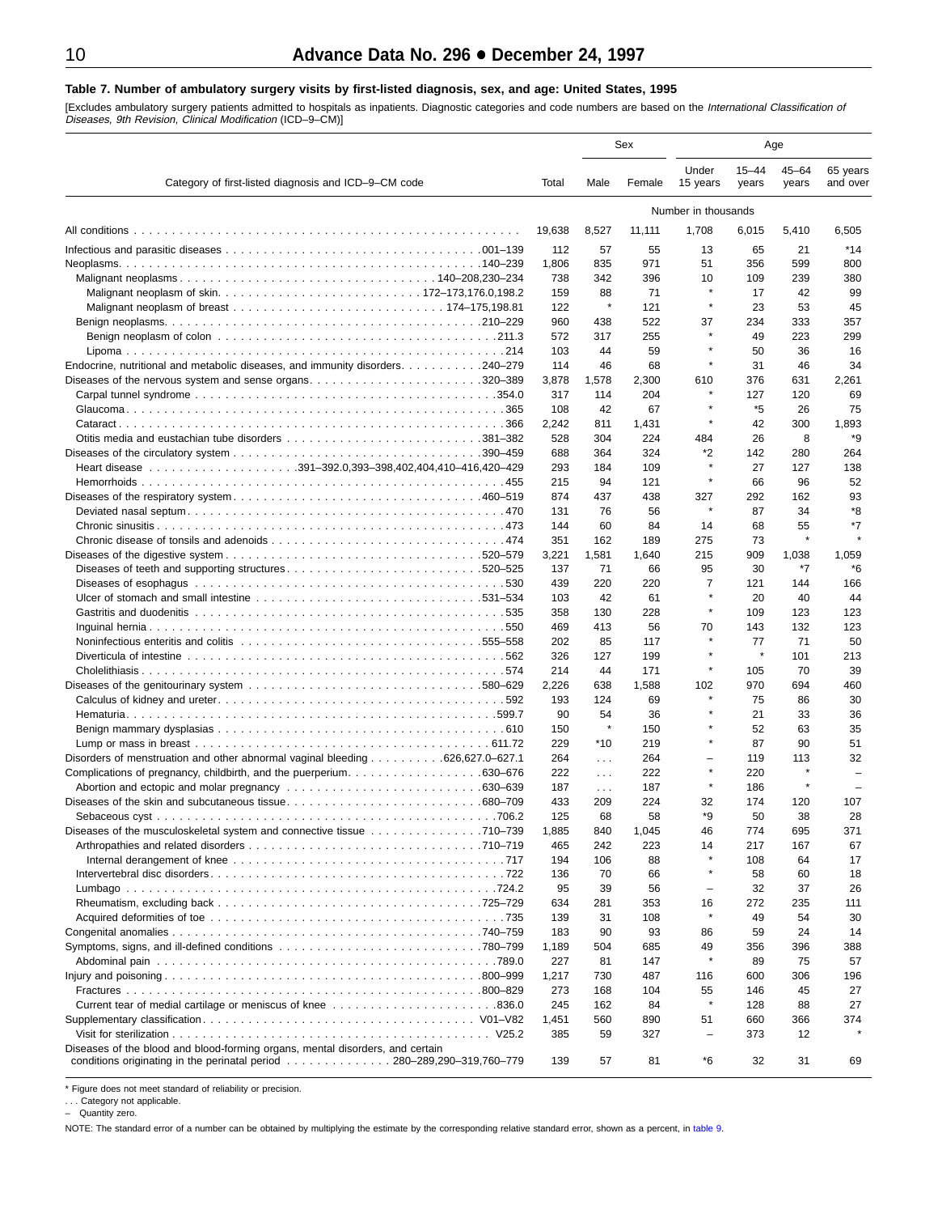### Table 7. Number of ambulatory surgery visits by first-listed diagnosis, sex, and age: United States, 1995

[Excludes ambulatory surgery patients admitted to hospitals as inpatients. Diagnostic categories and code numbers are based on the *International Classification of Diseases, 9th Revision, Clinical Modification* (ICD–9–CM)]

| Category of first-listed diagnosis and ICD–9–CM code | Total | Sex | | Age | | | |
|---|---|---|---|---|---|---|---|
| | | Male | Female | Under 15 years | 15–44 years | 45–64 years | 65 years and over |
| | Number in thousands | | | | | | |
| All conditions | 19,638 | 8,527 | 11,111 | 1,708 | 6,015 | 5,410 | 6,505 |
| Infectious and parasitic diseases 001–139 | 112 | 57 | 55 | 13 | 65 | 21 | *14 |
| Neoplasms 140–239 | 1,806 | 835 | 971 | 51 | 356 | 599 | 800 |
| Malignant neoplasms 140–208,230–234 | 738 | 342 | 396 | 10 | 109 | 239 | 380 |
| Malignant neoplasm of skin 172–173,176.0,198.2 | 159 | 88 | 71 | * | 17 | 42 | 99 |
| Malignant neoplasm of breast 174–175,198.81 | 122 | * | 121 | * | 23 | 53 | 45 |
| Benign neoplasms 210–229 | 960 | 438 | 522 | 37 | 234 | 333 | 357 |
| Benign neoplasm of colon 211.3 | 572 | 317 | 255 | * | 49 | 223 | 299 |
| Lipoma 214 | 103 | 44 | 59 | * | 50 | 36 | 16 |
| Endocrine, nutritional and metabolic diseases, and immunity disorders 240–279 | 114 | 46 | 68 | * | 31 | 46 | 34 |
| Diseases of the nervous system and sense organs 320–389 | 3,878 | 1,578 | 2,300 | 610 | 376 | 631 | 2,261 |
| Carpal tunnel syndrome 354.0 | 317 | 114 | 204 | * | 127 | 120 | 69 |
| Glaucoma 365 | 108 | 42 | 67 | * | *5 | 26 | 75 |
| Cataract 366 | 2,242 | 811 | 1,431 | * | 42 | 300 | 1,893 |
| Otitis media and eustachian tube disorders 381–382 | 528 | 304 | 224 | 484 | 26 | 8 | *9 |
| Diseases of the circulatory system 390–459 | 688 | 364 | 324 | *2 | 142 | 280 | 264 |
| Heart disease 391–392.0,393–398,402,404,410–416,420–429 | 293 | 184 | 109 | * | 27 | 127 | 138 |
| Hemorrhoids 455 | 215 | 94 | 121 | * | 66 | 96 | 52 |
| Diseases of the respiratory system 460–519 | 874 | 437 | 438 | 327 | 292 | 162 | 93 |
| Deviated nasal septum 470 | 131 | 76 | 56 | * | 87 | 34 | *8 |
| Chronic sinusitis 473 | 144 | 60 | 84 | 14 | 68 | 55 | *7 |
| Chronic disease of tonsils and adenoids 474 | 351 | 162 | 189 | 275 | 73 | * | * |
| Diseases of the digestive system 520–579 | 3,221 | 1,581 | 1,640 | 215 | 909 | 1,038 | 1,059 |
| Diseases of teeth and supporting structures 520–525 | 137 | 71 | 66 | 95 | 30 | *7 | *6 |
| Diseases of esophagus 530 | 439 | 220 | 220 | 7 | 121 | 144 | 166 |
| Ulcer of stomach and small intestine 531–534 | 103 | 42 | 61 | * | 20 | 40 | 44 |
| Gastritis and duodenitis 535 | 358 | 130 | 228 | * | 109 | 123 | 123 |
| Inguinal hernia 550 | 469 | 413 | 56 | 70 | 143 | 132 | 123 |
| Noninfectious enteritis and colitis 555–558 | 202 | 85 | 117 | * | 77 | 71 | 50 |
| Diverticula of intestine 562 | 326 | 127 | 199 | * | * | 101 | 213 |
| Cholelithiasis 574 | 214 | 44 | 171 | * | 105 | 70 | 39 |
| Diseases of the genitourinary system 580–629 | 2,226 | 638 | 1,588 | 102 | 970 | 694 | 460 |
| Calculus of kidney and ureter 592 | 193 | 124 | 69 | * | 75 | 86 | 30 |
| Hematuria 599.7 | 90 | 54 | 36 | * | 21 | 33 | 36 |
| Benign mammary dysplasias 610 | 150 | * | 150 | * | 52 | 63 | 35 |
| Lump or mass in breast 611.72 | 229 | *10 | 219 | * | 87 | 90 | 51 |
| Disorders of menstruation and other abnormal vaginal bleeding 626,627.0–627.1 | 264 | . . . | 264 | – | 119 | 113 | 32 |
| Complications of pregnancy, childbirth, and the puerperium 630–676 | 222 | . . . | 222 | * | 220 | * | – |
| Abortion and ectopic and molar pregnancy 630–639 | 187 | . . . | 187 | * | 186 | * | – |
| Diseases of the skin and subcutaneous tissue 680–709 | 433 | 209 | 224 | 32 | 174 | 120 | 107 |
| Sebaceous cyst 706.2 | 125 | 68 | 58 | *9 | 50 | 38 | 28 |
| Diseases of the musculoskeletal system and connective tissue 710–739 | 1,885 | 840 | 1,045 | 46 | 774 | 695 | 371 |
| Arthropathies and related disorders 710–719 | 465 | 242 | 223 | 14 | 217 | 167 | 67 |
| Internal derangement of knee 717 | 194 | 106 | 88 | * | 108 | 64 | 17 |
| Intervertebral disc disorders 722 | 136 | 70 | 66 | * | 58 | 60 | 18 |
| Lumbago 724.2 | 95 | 39 | 56 | – | 32 | 37 | 26 |
| Rheumatism, excluding back 725–729 | 634 | 281 | 353 | 16 | 272 | 235 | 111 |
| Acquired deformities of toe 735 | 139 | 31 | 108 | * | 49 | 54 | 30 |
| Congenital anomalies 740–759 | 183 | 90 | 93 | 86 | 59 | 24 | 14 |
| Symptoms, signs, and ill-defined conditions 780–799 | 1,189 | 504 | 685 | 49 | 356 | 396 | 388 |
| Abdominal pain 789.0 | 227 | 81 | 147 | * | 89 | 75 | 57 |
| Injury and poisoning 800–999 | 1,217 | 730 | 487 | 116 | 600 | 306 | 196 |
| Fractures 800–829 | 273 | 168 | 104 | 55 | 146 | 45 | 27 |
| Current tear of medial cartilage or meniscus of knee 836.0 | 245 | 162 | 84 | * | 128 | 88 | 27 |
| Supplementary classification V01–V82 | 1,451 | 560 | 890 | 51 | 660 | 366 | 374 |
| Visit for sterilization V25.2 | 385 | 59 | 327 | – | 373 | 12 | * |
| Diseases of the blood and blood-forming organs, mental disorders, and certain conditions originating in the perinatal period 280–289,290–319,760–779 | 139 | 57 | 81 | *6 | 32 | 31 | 69 |

\* Figure does not meet standard of reliability or precision.

. . . Category not applicable.

– Quantity zero.

NOTE: The standard error of a number can be obtained by multiplying the estimate by the corresponding relative standard error, shown as a percent, in table 9.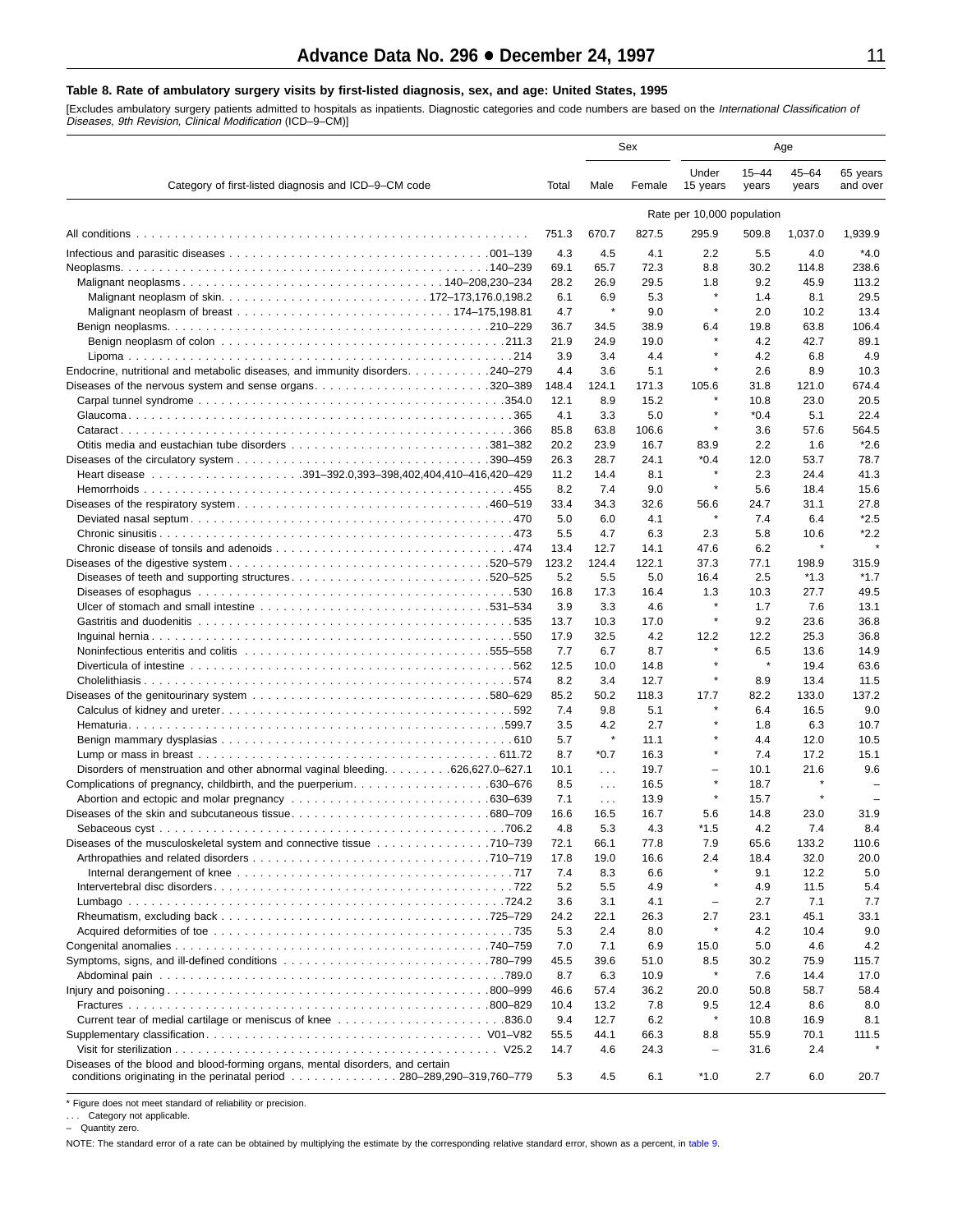**Table 8. Rate of ambulatory surgery visits by first-listed diagnosis, sex, and age: United States, 1995**

[Excludes ambulatory surgery patients admitted to hospitals as inpatients. Diagnostic categories and code numbers are based on the *International Classification of Diseases, 9th Revision, Clinical Modification* (ICD–9–CM)]

| Category of first-listed diagnosis and ICD–9–CM code | Total | Sex | | Age | | | |
|---|---|---|---|---|---|---|---|
| | | Male | Female | Under 15 years | 15–44 years | 45–64 years | 65 years and over |
| | Rate per 10,000 population | | | | | | |
| All conditions | 751.3 | 670.7 | 827.5 | 295.9 | 509.8 | 1,037.0 | 1,939.9 |
| Infectious and parasitic diseases ...001–139 | 4.3 | 4.5 | 4.1 | 2.2 | 5.5 | 4.0 | *4.0 |
| Neoplasms ...140–239 | 69.1 | 65.7 | 72.3 | 8.8 | 30.2 | 114.8 | 238.6 |
| Malignant neoplasms ...140–208,230–234 | 28.2 | 26.9 | 29.5 | 1.8 | 9.2 | 45.9 | 113.2 |
| Malignant neoplasm of skin ...172–173,176.0,198.2 | 6.1 | 6.9 | 5.3 | * | 1.4 | 8.1 | 29.5 |
| Malignant neoplasm of breast ...174–175,198.81 | 4.7 | * | 9.0 | * | 2.0 | 10.2 | 13.4 |
| Benign neoplasms ...210–229 | 36.7 | 34.5 | 38.9 | 6.4 | 19.8 | 63.8 | 106.4 |
| Benign neoplasm of colon ...211.3 | 21.9 | 24.9 | 19.0 | * | 4.2 | 42.7 | 89.1 |
| Lipoma ...214 | 3.9 | 3.4 | 4.4 | * | 4.2 | 6.8 | 4.9 |
| Endocrine, nutritional and metabolic diseases, and immunity disorders ...240–279 | 4.4 | 3.6 | 5.1 | * | 2.6 | 8.9 | 10.3 |
| Diseases of the nervous system and sense organs ...320–389 | 148.4 | 124.1 | 171.3 | 105.6 | 31.8 | 121.0 | 674.4 |
| Carpal tunnel syndrome ...354.0 | 12.1 | 8.9 | 15.2 | * | 10.8 | 23.0 | 20.5 |
| Glaucoma ...365 | 4.1 | 3.3 | 5.0 | * | *0.4 | 5.1 | 22.4 |
| Cataract ...366 | 85.8 | 63.8 | 106.6 | * | 3.6 | 57.6 | 564.5 |
| Otitis media and eustachian tube disorders ...381–382 | 20.2 | 23.9 | 16.7 | 83.9 | 2.2 | 1.6 | *2.6 |
| Diseases of the circulatory system ...390–459 | 26.3 | 28.7 | 24.1 | *0.4 | 12.0 | 53.7 | 78.7 |
| Heart disease ...391–392.0,393–398,402,404,410–416,420–429 | 11.2 | 14.4 | 8.1 | * | 2.3 | 24.4 | 41.3 |
| Hemorrhoids ...455 | 8.2 | 7.4 | 9.0 | * | 5.6 | 18.4 | 15.6 |
| Diseases of the respiratory system ...460–519 | 33.4 | 34.3 | 32.6 | 56.6 | 24.7 | 31.1 | 27.8 |
| Deviated nasal septum ...470 | 5.0 | 6.0 | 4.1 | * | 7.4 | 6.4 | *2.5 |
| Chronic sinusitis ...473 | 5.5 | 4.7 | 6.3 | 2.3 | 5.8 | 10.6 | *2.2 |
| Chronic disease of tonsils and adenoids ...474 | 13.4 | 12.7 | 14.1 | 47.6 | 6.2 | * | * |
| Diseases of the digestive system ...520–579 | 123.2 | 124.4 | 122.1 | 37.3 | 77.1 | 198.9 | 315.9 |
| Diseases of teeth and supporting structures ...520–525 | 5.2 | 5.5 | 5.0 | 16.4 | 2.5 | *1.3 | *1.7 |
| Diseases of esophagus ...530 | 16.8 | 17.3 | 16.4 | 1.3 | 10.3 | 27.7 | 49.5 |
| Ulcer of stomach and small intestine ...531–534 | 3.9 | 3.3 | 4.6 | * | 1.7 | 7.6 | 13.1 |
| Gastritis and duodenitis ...535 | 13.7 | 10.3 | 17.0 | * | 9.2 | 23.6 | 36.8 |
| Inguinal hernia ...550 | 17.9 | 32.5 | 4.2 | 12.2 | 12.2 | 25.3 | 36.8 |
| Noninfectious enteritis and colitis ...555–558 | 7.7 | 6.7 | 8.7 | * | 6.5 | 13.6 | 14.9 |
| Diverticula of intestine ...562 | 12.5 | 10.0 | 14.8 | * | * | 19.4 | 63.6 |
| Cholelithiasis ...574 | 8.2 | 3.4 | 12.7 | * | 8.9 | 13.4 | 11.5 |
| Diseases of the genitourinary system ...580–629 | 85.2 | 50.2 | 118.3 | 17.7 | 82.2 | 133.0 | 137.2 |
| Calculus of kidney and ureter ...592 | 7.4 | 9.8 | 5.1 | * | 6.4 | 16.5 | 9.0 |
| Hematuria ...599.7 | 3.5 | 4.2 | 2.7 | * | 1.8 | 6.3 | 10.7 |
| Benign mammary dysplasias ...610 | 5.7 | * | 11.1 | * | 4.4 | 12.0 | 10.5 |
| Lump or mass in breast ...611.72 | 8.7 | *0.7 | 16.3 | * | 7.4 | 17.2 | 15.1 |
| Disorders of menstruation and other abnormal vaginal bleeding ...626,627.0–627.1 | 10.1 | . . . | 19.7 | – | 10.1 | 21.6 | 9.6 |
| Complications of pregnancy, childbirth, and the puerperium ...630–676 | 8.5 | . . . | 16.5 | * | 18.7 | * | – |
| Abortion and ectopic and molar pregnancy ...630–639 | 7.1 | . . . | 13.9 | * | 15.7 | * | – |
| Diseases of the skin and subcutaneous tissue ...680–709 | 16.6 | 16.5 | 16.7 | 5.6 | 14.8 | 23.0 | 31.9 |
| Sebaceous cyst ...706.2 | 4.8 | 5.3 | 4.3 | *1.5 | 4.2 | 7.4 | 8.4 |
| Diseases of the musculoskeletal system and connective tissue ...710–739 | 72.1 | 66.1 | 77.8 | 7.9 | 65.6 | 133.2 | 110.6 |
| Arthropathies and related disorders ...710–719 | 17.8 | 19.0 | 16.6 | 2.4 | 18.4 | 32.0 | 20.0 |
| Internal derangement of knee ...717 | 7.4 | 8.3 | 6.6 | * | 9.1 | 12.2 | 5.0 |
| Intervertebral disc disorders ...722 | 5.2 | 5.5 | 4.9 | * | 4.9 | 11.5 | 5.4 |
| Lumbago ...724.2 | 3.6 | 3.1 | 4.1 | – | 2.7 | 7.1 | 7.7 |
| Rheumatism, excluding back ...725–729 | 24.2 | 22.1 | 26.3 | 2.7 | 23.1 | 45.1 | 33.1 |
| Acquired deformities of toe ...735 | 5.3 | 2.4 | 8.0 | * | 4.2 | 10.4 | 9.0 |
| Congenital anomalies ...740–759 | 7.0 | 7.1 | 6.9 | 15.0 | 5.0 | 4.6 | 4.2 |
| Symptoms, signs, and ill-defined conditions ...780–799 | 45.5 | 39.6 | 51.0 | 8.5 | 30.2 | 75.9 | 115.7 |
| Abdominal pain ...789.0 | 8.7 | 6.3 | 10.9 | * | 7.6 | 14.4 | 17.0 |
| Injury and poisoning ...800–999 | 46.6 | 57.4 | 36.2 | 20.0 | 50.8 | 58.7 | 58.4 |
| Fractures ...800–829 | 10.4 | 13.2 | 7.8 | 9.5 | 12.4 | 8.6 | 8.0 |
| Current tear of medial cartilage or meniscus of knee ...836.0 | 9.4 | 12.7 | 6.2 | * | 10.8 | 16.9 | 8.1 |
| Supplementary classification ...V01–V82 | 55.5 | 44.1 | 66.3 | 8.8 | 55.9 | 70.1 | 111.5 |
| Visit for sterilization ...V25.2 | 14.7 | 4.6 | 24.3 | – | 31.6 | 2.4 | * |
| Diseases of the blood and blood-forming organs, mental disorders, and certain conditions originating in the perinatal period ...280–289,290–319,760–779 | 5.3 | 4.5 | 6.1 | *1.0 | 2.7 | 6.0 | 20.7 |

\* Figure does not meet standard of reliability or precision.

. . . Category not applicable.

– Quantity zero.

NOTE: The standard error of a rate can be obtained by multiplying the estimate by the corresponding relative standard error, shown as a percent, in table 9.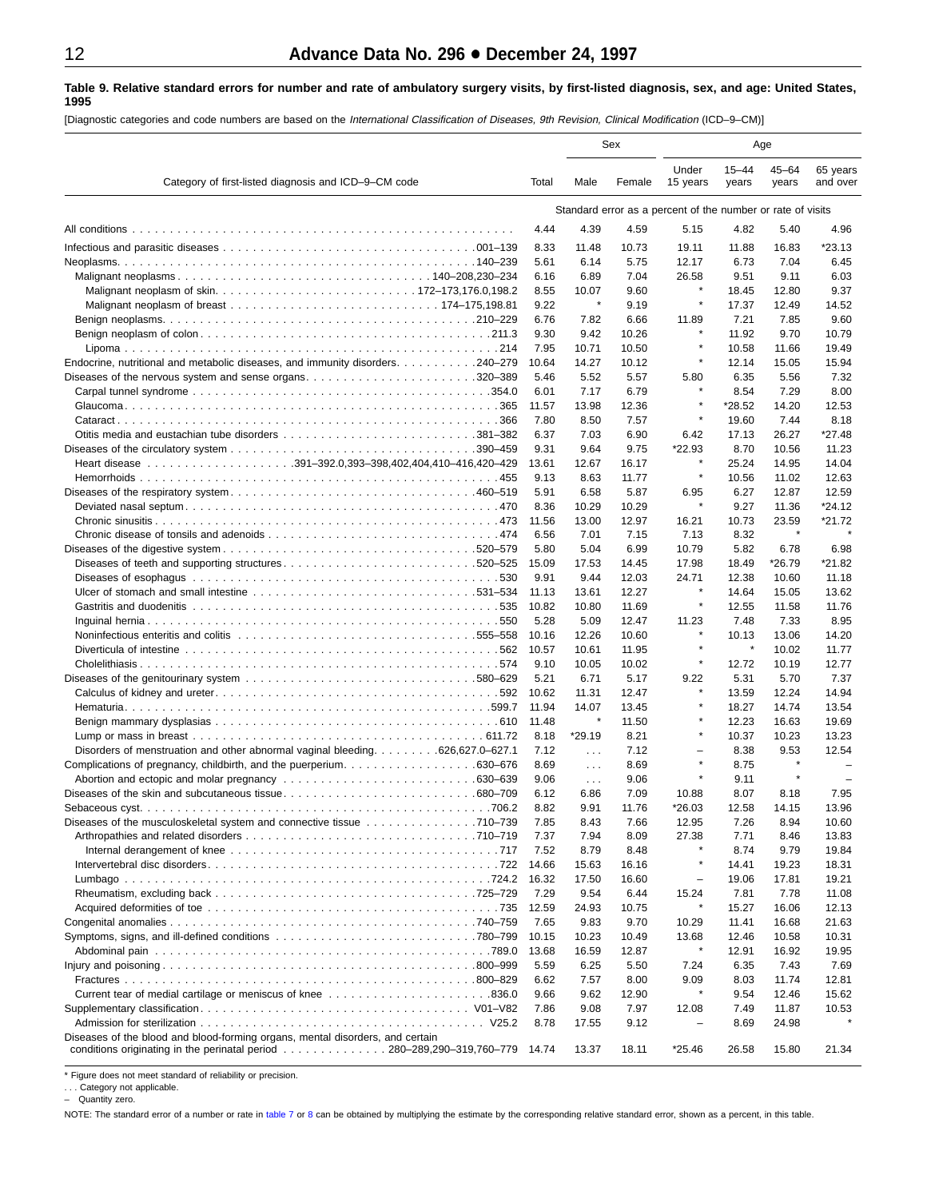**Table 9. Relative standard errors for number and rate of ambulatory surgery visits, by first-listed diagnosis, sex, and age: United States, 1995**

[Diagnostic categories and code numbers are based on the *International Classification of Diseases, 9th Revision, Clinical Modification* (ICD–9–CM)]

| Category of first-listed diagnosis and ICD–9–CM code | Total | Sex | | Age | | | |
|---|---|---|---|---|---|---|---|
| | | Male | Female | Under 15 years | 15–44 years | 45–64 years | 65 years and over |
| | Standard error as a percent of the number or rate of visits | | | | | | |
| All conditions | 4.44 | 4.39 | 4.59 | 5.15 | 4.82 | 5.40 | 4.96 |
| Infectious and parasitic diseases 001–139 | 8.33 | 11.48 | 10.73 | 19.11 | 11.88 | 16.83 | *23.13 |
| Neoplasms 140–239 | 5.61 | 6.14 | 5.75 | 12.17 | 6.73 | 7.04 | 6.45 |
| Malignant neoplasms 140–208,230–234 | 6.16 | 6.89 | 7.04 | 26.58 | 9.51 | 9.11 | 6.03 |
| Malignant neoplasm of skin 172–173,176.0,198.2 | 8.55 | 10.07 | 9.60 | * | 18.45 | 12.80 | 9.37 |
| Malignant neoplasm of breast 174–175,198.81 | 9.22 | * | 9.19 | * | 17.37 | 12.49 | 14.52 |
| Benign neoplasms 210–229 | 6.76 | 7.82 | 6.66 | 11.89 | 7.21 | 7.85 | 9.60 |
| Benign neoplasm of colon 211.3 | 9.30 | 9.42 | 10.26 | * | 11.92 | 9.70 | 10.79 |
| Lipoma 214 | 7.95 | 10.71 | 10.50 | * | 10.58 | 11.66 | 19.49 |
| Endocrine, nutritional and metabolic diseases, and immunity disorders 240–279 | 10.64 | 14.27 | 10.12 | * | 12.14 | 15.05 | 15.94 |
| Diseases of the nervous system and sense organs 320–389 | 5.46 | 5.52 | 5.57 | 5.80 | 6.35 | 5.56 | 7.32 |
| Carpal tunnel syndrome 354.0 | 6.01 | 7.17 | 6.79 | * | 8.54 | 7.29 | 8.00 |
| Glaucoma 365 | 11.57 | 13.98 | 12.36 | * | *28.52 | 14.20 | 12.53 |
| Cataract 366 | 7.80 | 8.50 | 7.57 | * | 19.60 | 7.44 | 8.18 |
| Otitis media and eustachian tube disorders 381–382 | 6.37 | 7.03 | 6.90 | 6.42 | 17.13 | 26.27 | *27.48 |
| Diseases of the circulatory system 390–459 | 9.31 | 9.64 | 9.75 | *22.93 | 8.70 | 10.56 | 11.23 |
| Heart disease 391–392.0,393–398,402,404,410–416,420–429 | 13.61 | 12.67 | 16.17 | * | 25.24 | 14.95 | 14.04 |
| Hemorrhoids 455 | 9.13 | 8.63 | 11.77 | * | 10.56 | 11.02 | 12.63 |
| Diseases of the respiratory system 460–519 | 5.91 | 6.58 | 5.87 | 6.95 | 6.27 | 12.87 | 12.59 |
| Deviated nasal septum 470 | 8.36 | 10.29 | 10.29 | * | 9.27 | 11.36 | *24.12 |
| Chronic sinusitis 473 | 11.56 | 13.00 | 12.97 | 16.21 | 10.73 | 23.59 | *21.72 |
| Chronic disease of tonsils and adenoids 474 | 6.56 | 7.01 | 7.15 | 7.13 | 8.32 | * | * |
| Diseases of the digestive system 520–579 | 5.80 | 5.04 | 6.99 | 10.79 | 5.82 | 6.78 | 6.98 |
| Diseases of teeth and supporting structures 520–525 | 15.09 | 17.53 | 14.45 | 17.98 | 18.49 | *26.79 | *21.82 |
| Diseases of esophagus 530 | 9.91 | 9.44 | 12.03 | 24.71 | 12.38 | 10.60 | 11.18 |
| Ulcer of stomach and small intestine 531–534 | 11.13 | 13.61 | 12.27 | * | 14.64 | 15.05 | 13.62 |
| Gastritis and duodenitis 535 | 10.82 | 10.80 | 11.69 | * | 12.55 | 11.58 | 11.76 |
| Inguinal hernia 550 | 5.28 | 5.09 | 12.47 | 11.23 | 7.48 | 7.33 | 8.95 |
| Noninfectious enteritis and colitis 555–558 | 10.16 | 12.26 | 10.60 | * | 10.13 | 13.06 | 14.20 |
| Diverticula of intestine 562 | 10.57 | 10.61 | 11.95 | * | * | 10.02 | 11.77 |
| Cholelithiasis 574 | 9.10 | 10.05 | 10.02 | * | 12.72 | 10.19 | 12.77 |
| Diseases of the genitourinary system 580–629 | 5.21 | 6.71 | 5.17 | 9.22 | 5.31 | 5.70 | 7.37 |
| Calculus of kidney and ureter 592 | 10.62 | 11.31 | 12.47 | * | 13.59 | 12.24 | 14.94 |
| Hematuria 599.7 | 11.94 | 14.07 | 13.45 | * | 18.27 | 14.74 | 13.54 |
| Benign mammary dysplasias 610 | 11.48 | * | 11.50 | * | 12.23 | 16.63 | 19.69 |
| Lump or mass in breast 611.72 | 8.18 | *29.19 | 8.21 | * | 10.37 | 10.23 | 13.23 |
| Disorders of menstruation and other abnormal vaginal bleeding 626,627.0–627.1 | 7.12 | . . . | 7.12 | – | 8.38 | 9.53 | 12.54 |
| Complications of pregnancy, childbirth, and the puerperium 630–676 | 8.69 | . . . | 8.69 | * | 8.75 | * | – |
| Abortion and ectopic and molar pregnancy 630–639 | 9.06 | . . . | 9.06 | * | 9.11 | * | – |
| Diseases of the skin and subcutaneous tissue 680–709 | 6.12 | 6.86 | 7.09 | 10.88 | 8.07 | 8.18 | 7.95 |
| Sebaceous cyst 706.2 | 8.82 | 9.91 | 11.76 | *26.03 | 12.58 | 14.15 | 13.96 |
| Diseases of the musculoskeletal system and connective tissue 710–739 | 7.85 | 8.43 | 7.66 | 12.95 | 7.26 | 8.94 | 10.60 |
| Arthropathies and related disorders 710–719 | 7.37 | 7.94 | 8.09 | 27.38 | 7.71 | 8.46 | 13.83 |
| Internal derangement of knee 717 | 7.52 | 8.79 | 8.48 | * | 8.74 | 9.79 | 19.84 |
| Intervertebral disc disorders 722 | 14.66 | 15.63 | 16.16 | * | 14.41 | 19.23 | 18.31 |
| Lumbago 724.2 | 16.32 | 17.50 | 16.60 | – | 19.06 | 17.81 | 19.21 |
| Rheumatism, excluding back 725–729 | 7.29 | 9.54 | 6.44 | 15.24 | 7.81 | 7.78 | 11.08 |
| Acquired deformities of toe 735 | 12.59 | 24.93 | 10.75 | * | 15.27 | 16.06 | 12.13 |
| Congenital anomalies 740–759 | 7.65 | 9.83 | 9.70 | 10.29 | 11.41 | 16.68 | 21.63 |
| Symptoms, signs, and ill-defined conditions 780–799 | 10.15 | 10.23 | 10.49 | 13.68 | 12.46 | 10.58 | 10.31 |
| Abdominal pain 789.0 | 13.68 | 16.59 | 12.87 | * | 12.91 | 16.92 | 19.95 |
| Injury and poisoning 800–999 | 5.59 | 6.25 | 5.50 | 7.24 | 6.35 | 7.43 | 7.69 |
| Fractures 800–829 | 6.62 | 7.57 | 8.00 | 9.09 | 8.03 | 11.74 | 12.81 |
| Current tear of medial cartilage or meniscus of knee 836.0 | 9.66 | 9.62 | 12.90 | * | 9.54 | 12.46 | 15.62 |
| Supplementary classification V01–V82 | 7.86 | 9.08 | 7.97 | 12.08 | 7.49 | 11.87 | 10.53 |
| Admission for sterilization V25.2 | 8.78 | 17.55 | 9.12 | – | 8.69 | 24.98 | * |
| Diseases of the blood and blood-forming organs, mental disorders, and certain conditions originating in the perinatal period 280–289,290–319,760–779 | 14.74 | 13.37 | 18.11 | *25.46 | 26.58 | 15.80 | 21.34 |

\* Figure does not meet standard of reliability or precision.

. . . Category not applicable.

– Quantity zero.

NOTE: The standard error of a number or rate in table 7 or 8 can be obtained by multiplying the estimate by the corresponding relative standard error, shown as a percent, in this table.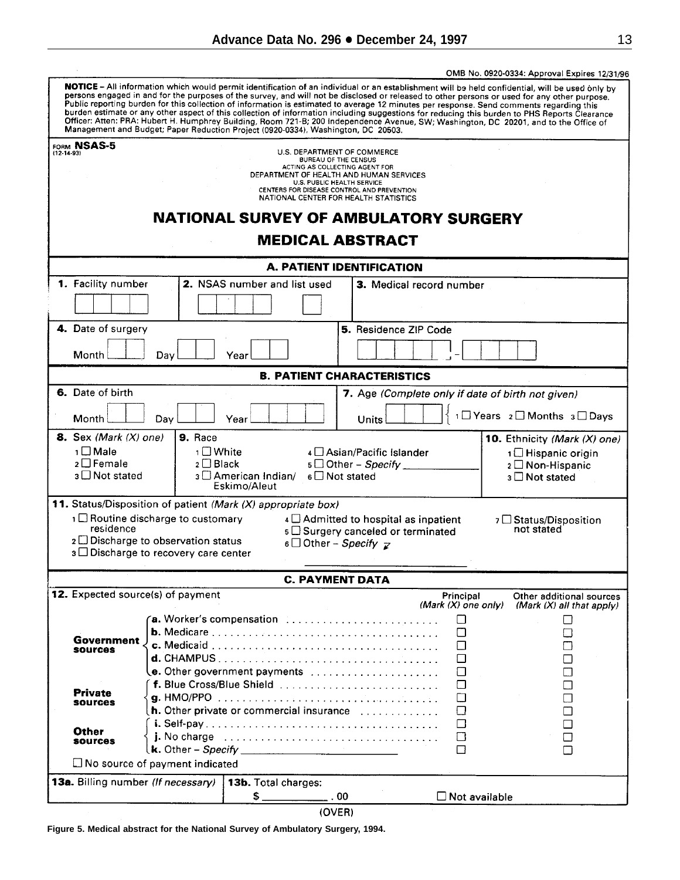OMB No. 0920-0334: Approval Expires 12/31/96

**NOTICE** – All information which would permit identification of an individual or an establishment will be held confidential, will be used only by persons engaged in and for the purposes of the survey, and will not be disclosed or released to other persons or used for any other purpose. Public reporting burden for this collection of information is estimated to average 12 minutes per response. Send comments regarding this burden estimate or any other aspect of this collection of information including suggestions for reducing this burden to PHS Reports Clearance Officer: Atten: PRA: Hubert H. Humphrey Building, Room 721-B; 200 Independence Avenue, SW; Washington, DC 20201, and to the Office of Management and Budget; Paper Reduction Project (0920-0334), Washington, DC 20503.

FORM **NSAS-5**
(12-14-93)

U.S. DEPARTMENT OF COMMERCE
BUREAU OF THE CENSUS
ACTING AS COLLECTING AGENT FOR
DEPARTMENT OF HEALTH AND HUMAN SERVICES
U.S. PUBLIC HEALTH SERVICE
CENTERS FOR DISEASE CONTROL AND PREVENTION
NATIONAL CENTER FOR HEALTH STATISTICS

# NATIONAL SURVEY OF AMBULATORY SURGERY

## MEDICAL ABSTRACT

### A. PATIENT IDENTIFICATION

**1.** Facility number ☐☐☐☐

**2.** NSAS number and list used ☐☐☐☐ ☐

**3.** Medical record number

**4.** Date of surgery — Month ☐☐ Day ☐☐ Year ☐☐

**5.** Residence ZIP Code ☐☐☐☐☐ - ☐☐☐☐

### B. PATIENT CHARACTERISTICS

**6.** Date of birth — Month ☐☐ Day ☐☐ Year ☐☐☐☐

**7.** Age *(Complete only if date of birth not given)* — Units ☐☐☐ { 1 ☐ Years 2 ☐ Months 3 ☐ Days

**8.** Sex *(Mark (X) one)*
- 1 ☐ Male
- 2 ☐ Female
- 3 ☐ Not stated

**9.** Race
- 1 ☐ White
- 2 ☐ Black
- 3 ☐ American Indian/Eskimo/Aleut
- 4 ☐ Asian/Pacific Islander
- 5 ☐ Other – *Specify* ____________
- 6 ☐ Not stated

**10.** Ethnicity *(Mark (X) one)*
- 1 ☐ Hispanic origin
- 2 ☐ Non-Hispanic
- 3 ☐ Not stated

**11.** Status/Disposition of patient *(Mark (X) appropriate box)*
- 1 ☐ Routine discharge to customary residence
- 2 ☐ Discharge to observation status
- 3 ☐ Discharge to recovery care center
- 4 ☐ Admitted to hospital as inpatient
- 5 ☐ Surgery canceled or terminated
- 6 ☐ Other – *Specify* ____________
- 7 ☐ Status/Disposition not stated

### C. PAYMENT DATA

**12.** Expected source(s) of payment

| | | Principal *(Mark (X) one only)* | Other additional sources *(Mark (X) all that apply)* |
|---|---|---|---|
| **Government sources** | **a.** Worker's compensation | ☐ | ☐ |
| | **b.** Medicare | ☐ | ☐ |
| | **c.** Medicaid | ☐ | ☐ |
| | **d.** CHAMPUS | ☐ | ☐ |
| | **e.** Other government payments | ☐ | ☐ |
| **Private sources** | **f.** Blue Cross/Blue Shield | ☐ | ☐ |
| | **g.** HMO/PPO | ☐ | ☐ |
| | **h.** Other private or commercial insurance | ☐ | ☐ |
| **Other sources** | **i.** Self-pay | ☐ | ☐ |
| | **j.** No charge | ☐ | ☐ |
| | **k.** Other – *Specify* ____________ | ☐ | ☐ |

☐ No source of payment indicated

**13a.** Billing number *(If necessary)*

**13b.** Total charges: $ ________ . 00 ☐ Not available

(OVER)

**Figure 5. Medical abstract for the National Survey of Ambulatory Surgery, 1994.**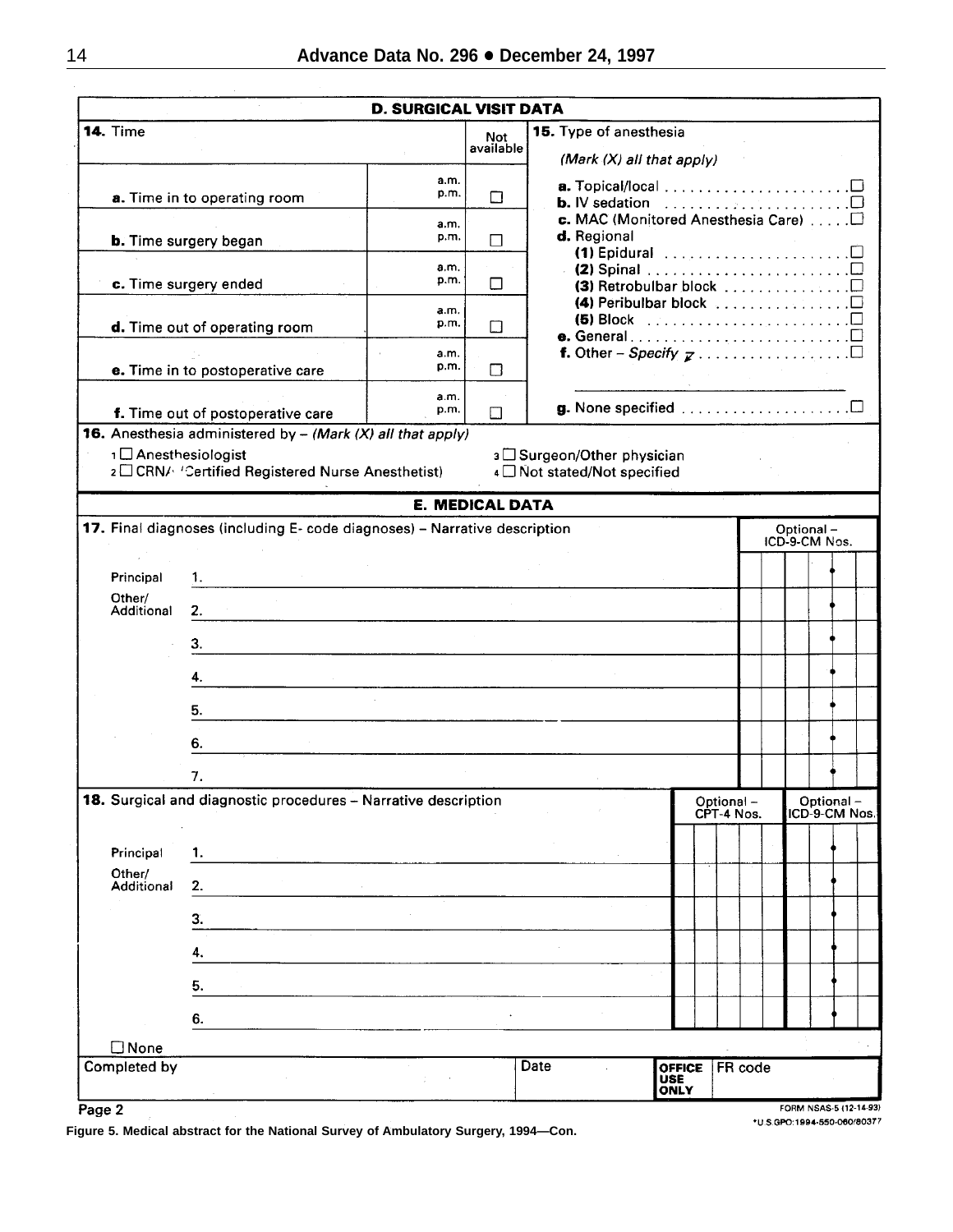## D. SURGICAL VISIT DATA

**14.** Time

| | | | Not available |
|---|---|---|---|
| **a.** Time in to operating room | | a.m. p.m. | ☐ |
| **b.** Time surgery began | | a.m. p.m. | ☐ |
| **c.** Time surgery ended | | a.m. p.m. | ☐ |
| **d.** Time out of operating room | | a.m. p.m. | ☐ |
| **e.** Time in to postoperative care | | a.m. p.m. | ☐ |
| **f.** Time out of postoperative care | | a.m. p.m. | ☐ |

**15.** Type of anesthesia

*(Mark (X) all that apply)*

- **a.** Topical/local ☐
- **b.** IV sedation ☐
- **c.** MAC (Monitored Anesthesia Care) ☐
- **d.** Regional
  - **(1)** Epidural ☐
  - **(2)** Spinal ☐
  - **(3)** Retrobulbar block ☐
  - **(4)** Peribulbar block ☐
  - **(5)** Block ☐
- **e.** General ☐
- **f.** Other – *Specify* ☐
- **g.** None specified ☐

**16.** Anesthesia administered by – *(Mark (X) all that apply)*

1 ☐ Anesthesiologist
2 ☐ CRNA (Certified Registered Nurse Anesthetist)
3 ☐ Surgeon/Other physician
4 ☐ Not stated/Not specified

## E. MEDICAL DATA

**17.** Final diagnoses (including E- code diagnoses) – Narrative description

| | | Optional – ICD-9-CM Nos. |
|---|---|---|
| Principal | 1. | |
| Other/ Additional | 2. | |
| | 3. | |
| | 4. | |
| | 5. | |
| | 6. | |
| | 7. | |

**18.** Surgical and diagnostic procedures – Narrative description

| | | Optional – CPT-4 Nos. | Optional – ICD-9-CM Nos. |
|---|---|---|---|
| Principal | 1. | | |
| Other/ Additional | 2. | | |
| | 3. | | |
| | 4. | | |
| | 5. | | |
| | 6. | | |

☐ None

| Completed by | Date | OFFICE USE ONLY | FR code |
|---|---|---|---|
| | | | |

Page 2

FORM NSAS-5 (12-14-93)

*U.S.GPO:1994-550-060/80377

**Figure 5. Medical abstract for the National Survey of Ambulatory Surgery, 1994—Con.**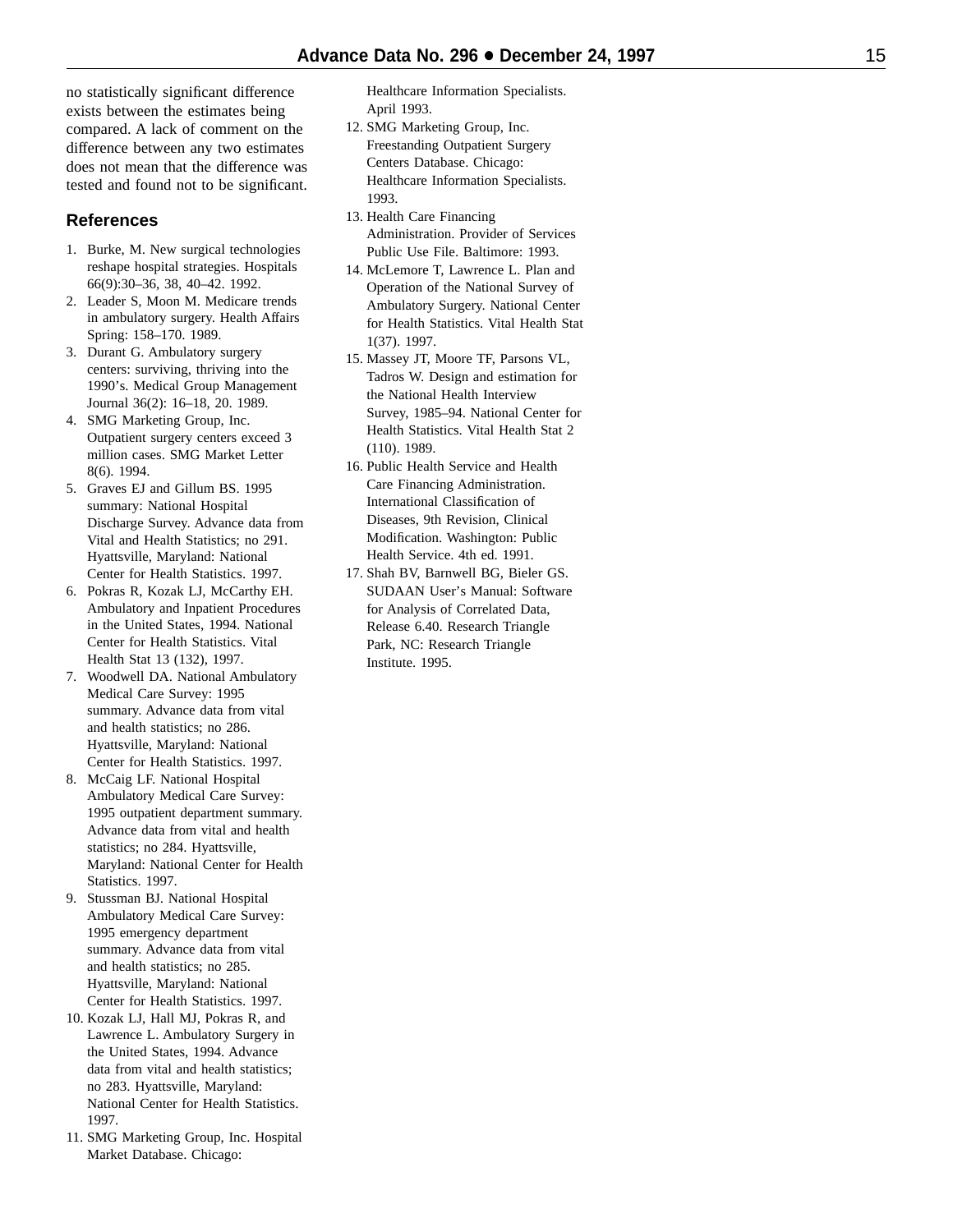no statistically significant difference exists between the estimates being compared. A lack of comment on the difference between any two estimates does not mean that the difference was tested and found not to be significant.

## References

1. Burke, M. New surgical technologies reshape hospital strategies. Hospitals 66(9):30–36, 38, 40–42. 1992.
2. Leader S, Moon M. Medicare trends in ambulatory surgery. Health Affairs Spring: 158–170. 1989.
3. Durant G. Ambulatory surgery centers: surviving, thriving into the 1990's. Medical Group Management Journal 36(2): 16–18, 20. 1989.
4. SMG Marketing Group, Inc. Outpatient surgery centers exceed 3 million cases. SMG Market Letter 8(6). 1994.
5. Graves EJ and Gillum BS. 1995 summary: National Hospital Discharge Survey. Advance data from Vital and Health Statistics; no 291. Hyattsville, Maryland: National Center for Health Statistics. 1997.
6. Pokras R, Kozak LJ, McCarthy EH. Ambulatory and Inpatient Procedures in the United States, 1994. National Center for Health Statistics. Vital Health Stat 13 (132), 1997.
7. Woodwell DA. National Ambulatory Medical Care Survey: 1995 summary. Advance data from vital and health statistics; no 286. Hyattsville, Maryland: National Center for Health Statistics. 1997.
8. McCaig LF. National Hospital Ambulatory Medical Care Survey: 1995 outpatient department summary. Advance data from vital and health statistics; no 284. Hyattsville, Maryland: National Center for Health Statistics. 1997.
9. Stussman BJ. National Hospital Ambulatory Medical Care Survey: 1995 emergency department summary. Advance data from vital and health statistics; no 285. Hyattsville, Maryland: National Center for Health Statistics. 1997.
10. Kozak LJ, Hall MJ, Pokras R, and Lawrence L. Ambulatory Surgery in the United States, 1994. Advance data from vital and health statistics; no 283. Hyattsville, Maryland: National Center for Health Statistics. 1997.
11. SMG Marketing Group, Inc. Hospital Market Database. Chicago: Healthcare Information Specialists. April 1993.
12. SMG Marketing Group, Inc. Freestanding Outpatient Surgery Centers Database. Chicago: Healthcare Information Specialists. 1993.
13. Health Care Financing Administration. Provider of Services Public Use File. Baltimore: 1993.
14. McLemore T, Lawrence L. Plan and Operation of the National Survey of Ambulatory Surgery. National Center for Health Statistics. Vital Health Stat 1(37). 1997.
15. Massey JT, Moore TF, Parsons VL, Tadros W. Design and estimation for the National Health Interview Survey, 1985–94. National Center for Health Statistics. Vital Health Stat 2 (110). 1989.
16. Public Health Service and Health Care Financing Administration. International Classification of Diseases, 9th Revision, Clinical Modification. Washington: Public Health Service. 4th ed. 1991.
17. Shah BV, Barnwell BG, Bieler GS. SUDAAN User's Manual: Software for Analysis of Correlated Data, Release 6.40. Research Triangle Park, NC: Research Triangle Institute. 1995.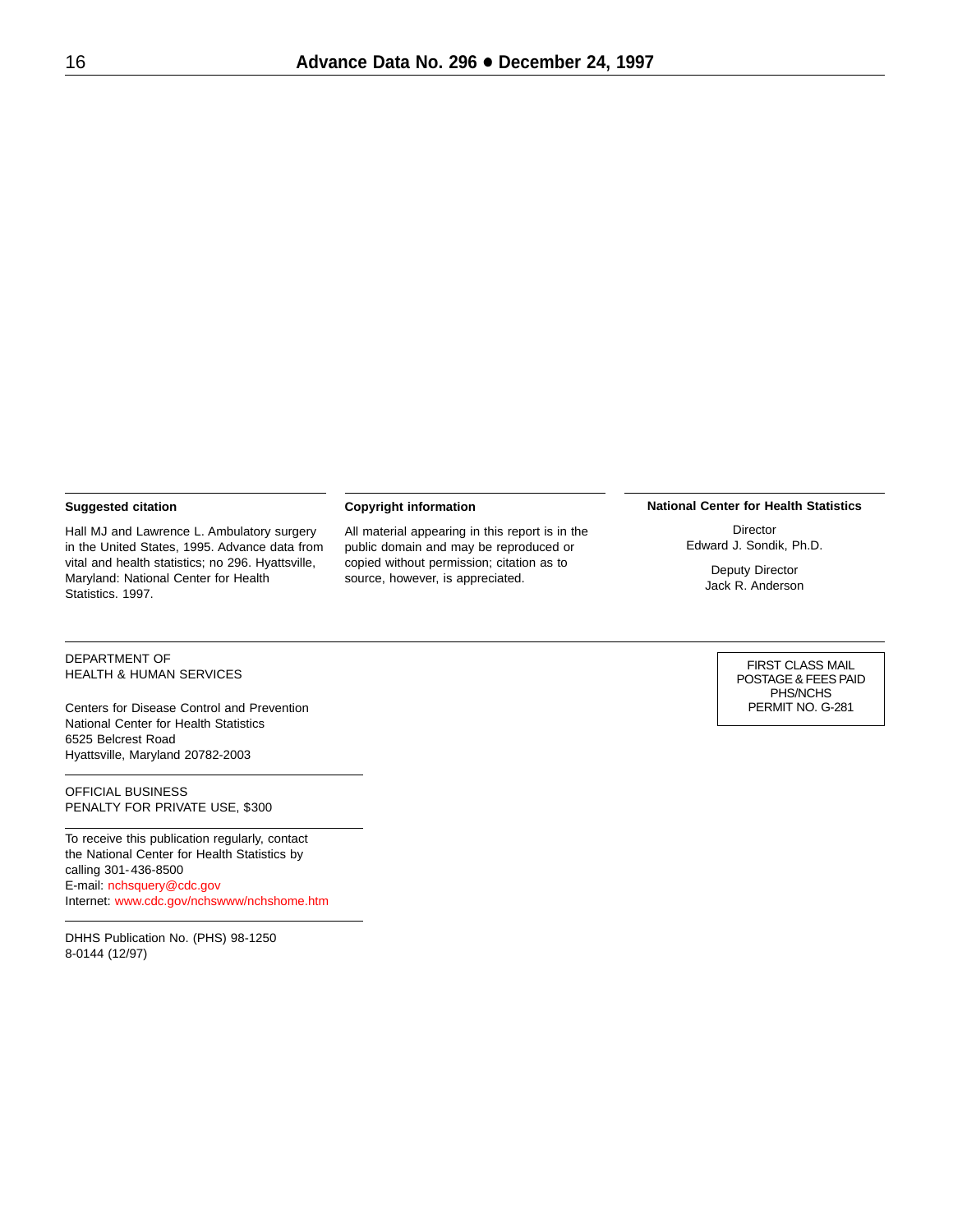**Suggested citation**

Hall MJ and Lawrence L. Ambulatory surgery in the United States, 1995. Advance data from vital and health statistics; no 296. Hyattsville, Maryland: National Center for Health Statistics. 1997.

**Copyright information**

All material appearing in this report is in the public domain and may be reproduced or copied without permission; citation as to source, however, is appreciated.

**National Center for Health Statistics**

Director
Edward J. Sondik, Ph.D.

Deputy Director
Jack R. Anderson

DEPARTMENT OF
HEALTH & HUMAN SERVICES

Centers for Disease Control and Prevention
National Center for Health Statistics
6525 Belcrest Road
Hyattsville, Maryland 20782-2003

FIRST CLASS MAIL
POSTAGE & FEES PAID
PHS/NCHS
PERMIT NO. G-281

OFFICIAL BUSINESS
PENALTY FOR PRIVATE USE, $300

To receive this publication regularly, contact the National Center for Health Statistics by calling 301-436-8500
E-mail: nchsquery@cdc.gov
Internet: www.cdc.gov/nchswww/nchshome.htm

DHHS Publication No. (PHS) 98-1250
8-0144 (12/97)